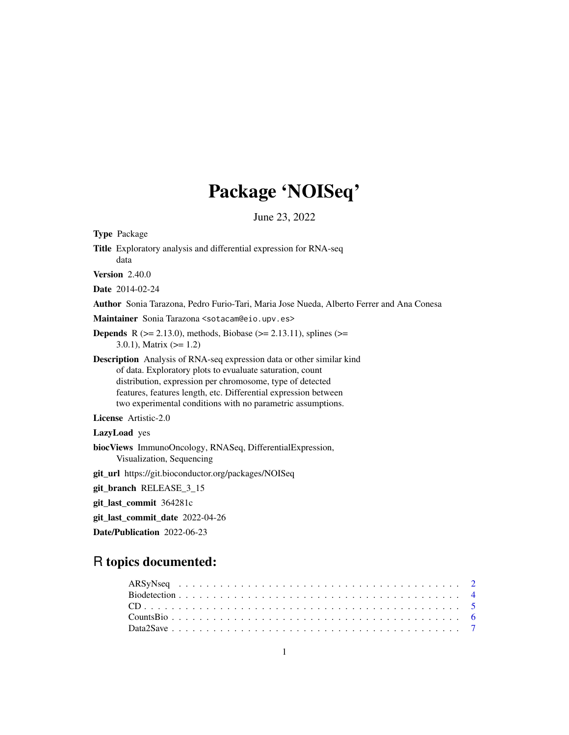# Package 'NOISeq'

June 23, 2022

**Type** Package

**Title** Exploratory analysis and differential expression for RNA-seq data

**Version** 2.40.0

**Date** 2014-02-24

**Author** Sonia Tarazona, Pedro Furio-Tari, Maria Jose Nueda, Alberto Ferrer and Ana Conesa

**Maintainer** Sonia Tarazona <sotacam@eio.upv.es>

**Depends** R (>= 2.13.0), methods, Biobase (>= 2.13.11), splines (>= 3.0.1), Matrix (>= 1.2)

**Description** Analysis of RNA-seq expression data or other similar kind of data. Exploratory plots to evualuate saturation, count distribution, expression per chromosome, type of detected features, features length, etc. Differential expression between two experimental conditions with no parametric assumptions.

**License** Artistic-2.0

**LazyLoad** yes

**biocViews** ImmunoOncology, RNASeq, DifferentialExpression, Visualization, Sequencing

**git_url** https://git.bioconductor.org/packages/NOISeq

**git_branch** RELEASE_3_15

**git_last_commit** 364281c

**git_last_commit_date** 2022-04-26

**Date/Publication** 2022-06-23

## R topics documented:

- ARSyNseq . . . . . . . . . . . . . . . . . . . . . . . . . . . . . . . . . . . . . . . 2
- Biodetection . . . . . . . . . . . . . . . . . . . . . . . . . . . . . . . . . . . . . . 4
- CD . . . . . . . . . . . . . . . . . . . . . . . . . . . . . . . . . . . . . . . . . . . 5
- CountsBio . . . . . . . . . . . . . . . . . . . . . . . . . . . . . . . . . . . . . . . 6
- Data2Save . . . . . . . . . . . . . . . . . . . . . . . . . . . . . . . . . . . . . . . 7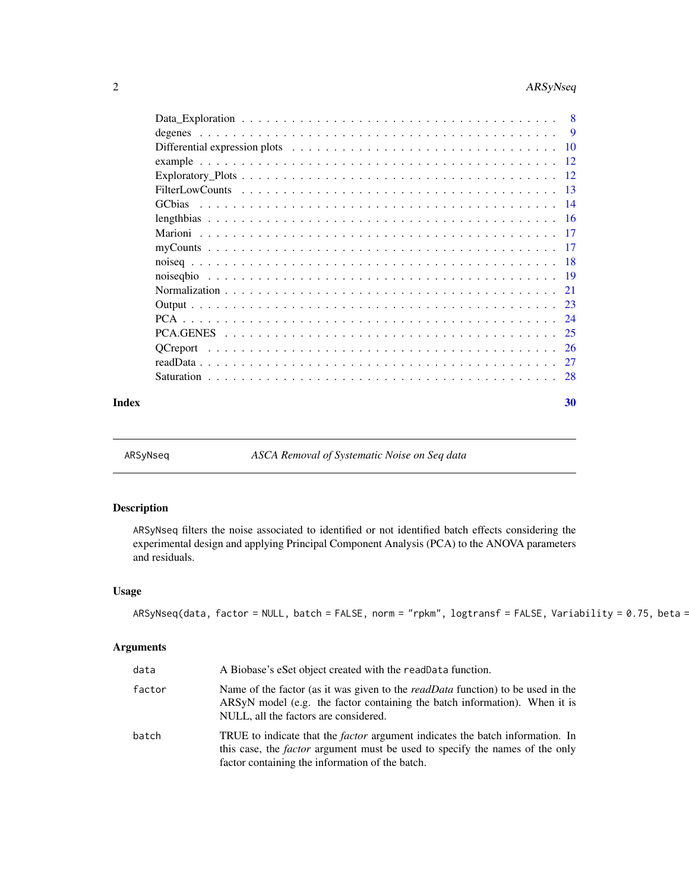Data_Exploration . . . . . . . . . . . . . . . . . . . . . . . . . . . . . . . . . . . . 8
degenes . . . . . . . . . . . . . . . . . . . . . . . . . . . . . . . . . . . . . . . . . 9
Differential expression plots . . . . . . . . . . . . . . . . . . . . . . . . . . . . . . 10
example . . . . . . . . . . . . . . . . . . . . . . . . . . . . . . . . . . . . . . . . . 12
Exploratory_Plots . . . . . . . . . . . . . . . . . . . . . . . . . . . . . . . . . . . . 12
FilterLowCounts . . . . . . . . . . . . . . . . . . . . . . . . . . . . . . . . . . . . . 13
GCbias . . . . . . . . . . . . . . . . . . . . . . . . . . . . . . . . . . . . . . . . . . 14
lengthbias . . . . . . . . . . . . . . . . . . . . . . . . . . . . . . . . . . . . . . . . 16
Marioni . . . . . . . . . . . . . . . . . . . . . . . . . . . . . . . . . . . . . . . . . . 17
myCounts . . . . . . . . . . . . . . . . . . . . . . . . . . . . . . . . . . . . . . . . . 17
noiseq . . . . . . . . . . . . . . . . . . . . . . . . . . . . . . . . . . . . . . . . . . 18
noiseqbio . . . . . . . . . . . . . . . . . . . . . . . . . . . . . . . . . . . . . . . . . 19
Normalization . . . . . . . . . . . . . . . . . . . . . . . . . . . . . . . . . . . . . . 21
Output . . . . . . . . . . . . . . . . . . . . . . . . . . . . . . . . . . . . . . . . . . 23
PCA . . . . . . . . . . . . . . . . . . . . . . . . . . . . . . . . . . . . . . . . . . . 24
PCA.GENES . . . . . . . . . . . . . . . . . . . . . . . . . . . . . . . . . . . . . . . . 25
QCreport . . . . . . . . . . . . . . . . . . . . . . . . . . . . . . . . . . . . . . . . . 26
readData . . . . . . . . . . . . . . . . . . . . . . . . . . . . . . . . . . . . . . . . . 27
Saturation . . . . . . . . . . . . . . . . . . . . . . . . . . . . . . . . . . . . . . . . 28

**Index** **30**

---

`ARSyNseq` *ASCA Removal of Systematic Noise on Seq data*

---

## Description

`ARSyNseq` filters the noise associated to identified or not identified batch effects considering the experimental design and applying Principal Component Analysis (PCA) to the ANOVA parameters and residuals.

## Usage

```
ARSyNseq(data, factor = NULL, batch = FALSE, norm = "rpkm", logtransf = FALSE, Variability = 0.75, beta =
```

## Arguments

| | |
|---|---|
| `data` | A Biobase's eSet object created with the `readData` function. |
| `factor` | Name of the factor (as it was given to the *readData* function) to be used in the ARSyN model (e.g. the factor containing the batch information). When it is NULL, all the factors are considered. |
| `batch` | TRUE to indicate that the *factor* argument indicates the batch information. In this case, the *factor* argument must be used to specify the names of the only factor containing the information of the batch. |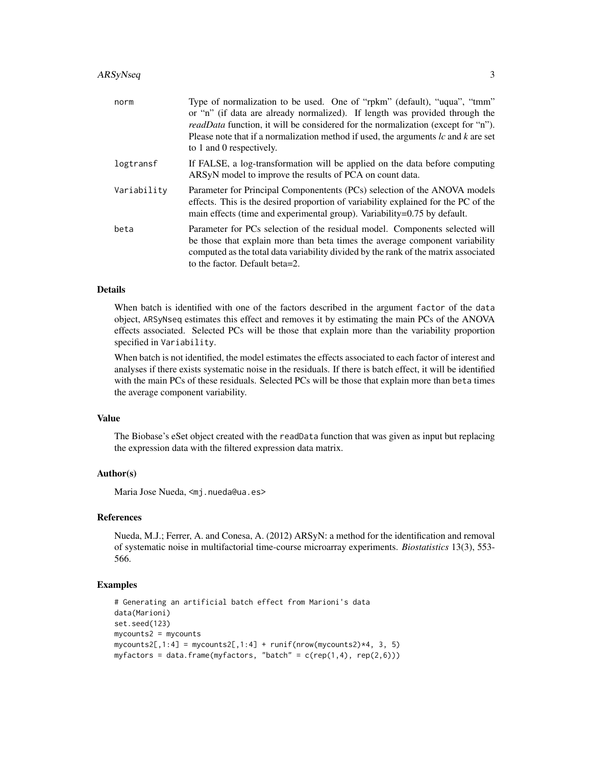| | |
|---|---|
| norm | Type of normalization to be used. One of "rpkm" (default), "uqua", "tmm" or "n" (if data are already normalized). If length was provided through the *readData* function, it will be considered for the normalization (except for "n"). Please note that if a normalization method if used, the arguments *lc* and *k* are set to 1 and 0 respectively. |
| logtransf | If FALSE, a log-transformation will be applied on the data before computing ARSyN model to improve the results of PCA on count data. |
| Variability | Parameter for Principal Componentents (PCs) selection of the ANOVA models effects. This is the desired proportion of variability explained for the PC of the main effects (time and experimental group). Variability=0.75 by default. |
| beta | Parameter for PCs selection of the residual model. Components selected will be those that explain more than beta times the average component variability computed as the total data variability divided by the rank of the matrix associated to the factor. Default beta=2. |

## Details

When batch is identified with one of the factors described in the argument `factor` of the `data` object, `ARSyNseq` estimates this effect and removes it by estimating the main PCs of the ANOVA effects associated. Selected PCs will be those that explain more than the variability proportion specified in `Variability`.

When batch is not identified, the model estimates the effects associated to each factor of interest and analyses if there exists systematic noise in the residuals. If there is batch effect, it will be identified with the main PCs of these residuals. Selected PCs will be those that explain more than `beta` times the average component variability.

## Value

The Biobase's eSet object created with the `readData` function that was given as input but replacing the expression data with the filtered expression data matrix.

## Author(s)

Maria Jose Nueda, <mj.nueda@ua.es>

## References

Nueda, M.J.; Ferrer, A. and Conesa, A. (2012) ARSyN: a method for the identification and removal of systematic noise in multifactorial time-course microarray experiments. *Biostatistics* 13(3), 553-566.

## Examples

```
# Generating an artificial batch effect from Marioni's data
data(Marioni)
set.seed(123)
mycounts2 = mycounts
mycounts2[,1:4] = mycounts2[,1:4] + runif(nrow(mycounts2)*4, 3, 5)
myfactors = data.frame(myfactors, "batch" = c(rep(1,4), rep(2,6)))
```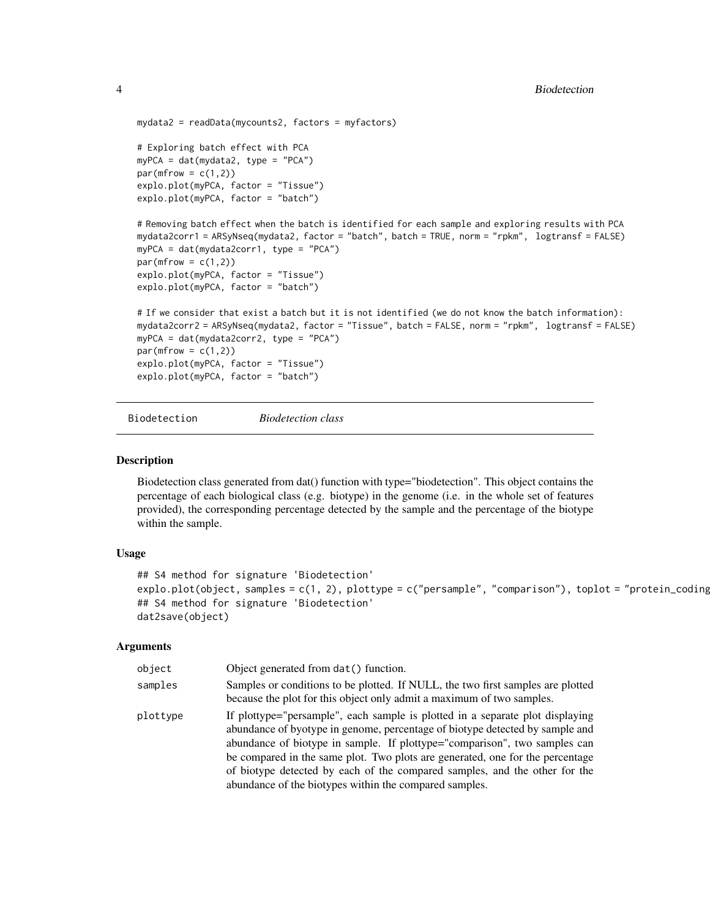```
mydata2 = readData(mycounts2, factors = myfactors)

# Exploring batch effect with PCA
myPCA = dat(mydata2, type = "PCA")
par(mfrow = c(1,2))
explo.plot(myPCA, factor = "Tissue")
explo.plot(myPCA, factor = "batch")

# Removing batch effect when the batch is identified for each sample and exploring results with PCA
mydata2corr1 = ARSyNseq(mydata2, factor = "batch", batch = TRUE, norm = "rpkm",  logtransf = FALSE)
myPCA = dat(mydata2corr1, type = "PCA")
par(mfrow = c(1,2))
explo.plot(myPCA, factor = "Tissue")
explo.plot(myPCA, factor = "batch")

# If we consider that exist a batch but it is not identified (we do not know the batch information):
mydata2corr2 = ARSyNseq(mydata2, factor = "Tissue", batch = FALSE, norm = "rpkm",  logtransf = FALSE)
myPCA = dat(mydata2corr2, type = "PCA")
par(mfrow = c(1,2))
explo.plot(myPCA, factor = "Tissue")
explo.plot(myPCA, factor = "batch")
```

## Biodetection — *Biodetection class*

### Description

Biodetection class generated from dat() function with type="biodetection". This object contains the percentage of each biological class (e.g. biotype) in the genome (i.e. in the whole set of features provided), the corresponding percentage detected by the sample and the percentage of the biotype within the sample.

### Usage

```
## S4 method for signature 'Biodetection'
explo.plot(object, samples = c(1, 2), plottype = c("persample", "comparison"), toplot = "protein_coding
## S4 method for signature 'Biodetection'
dat2save(object)
```

### Arguments

| | |
|---|---|
| `object` | Object generated from `dat()` function. |
| `samples` | Samples or conditions to be plotted. If NULL, the two first samples are plotted because the plot for this object only admit a maximum of two samples. |
| `plottype` | If plottype="persample", each sample is plotted in a separate plot displaying abundance of byotype in genome, percentage of biotype detected by sample and abundance of biotype in sample. If plottype="comparison", two samples can be compared in the same plot. Two plots are generated, one for the percentage of biotype detected by each of the compared samples, and the other for the abundance of the biotypes within the compared samples. |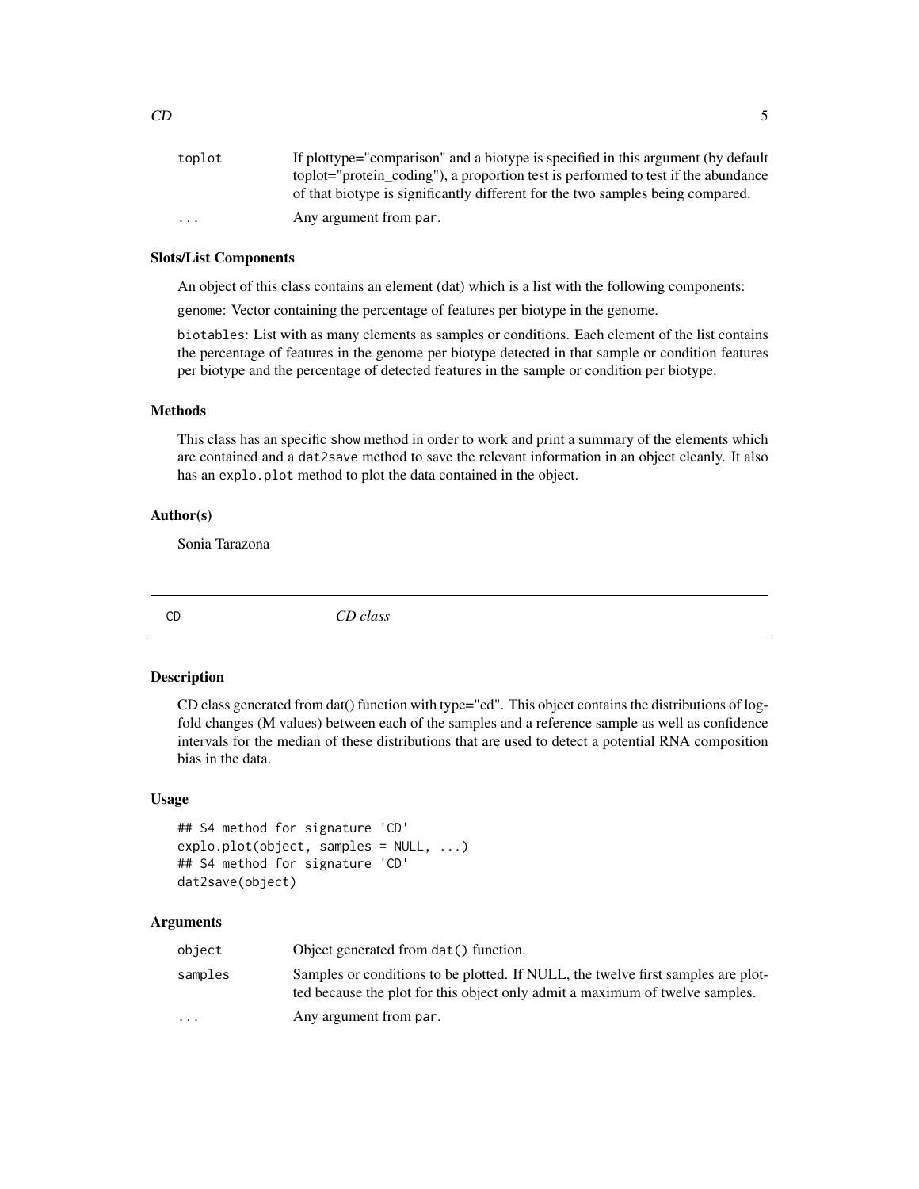| | |
|---|---|
| toplot | If plottype="comparison" and a biotype is specified in this argument (by default toplot="protein_coding"), a proportion test is performed to test if the abundance of that biotype is significantly different for the two samples being compared. |
| ... | Any argument from par. |

### Slots/List Components

An object of this class contains an element (dat) which is a list with the following components:

genome: Vector containing the percentage of features per biotype in the genome.

biotables: List with as many elements as samples or conditions. Each element of the list contains the percentage of features in the genome per biotype detected in that sample or condition features per biotype and the percentage of detected features in the sample or condition per biotype.

### Methods

This class has an specific show method in order to work and print a summary of the elements which are contained and a dat2save method to save the relevant information in an object cleanly. It also has an explo.plot method to plot the data contained in the object.

### Author(s)

Sonia Tarazona

---

## CD — *CD class*

---

### Description

CD class generated from dat() function with type="cd". This object contains the distributions of log-fold changes (M values) between each of the samples and a reference sample as well as confidence intervals for the median of these distributions that are used to detect a potential RNA composition bias in the data.

### Usage

```
## S4 method for signature 'CD'
explo.plot(object, samples = NULL, ...)
## S4 method for signature 'CD'
dat2save(object)
```

### Arguments

| | |
|---|---|
| object | Object generated from dat() function. |
| samples | Samples or conditions to be plotted. If NULL, the twelve first samples are plotted because the plot for this object only admit a maximum of twelve samples. |
| ... | Any argument from par. |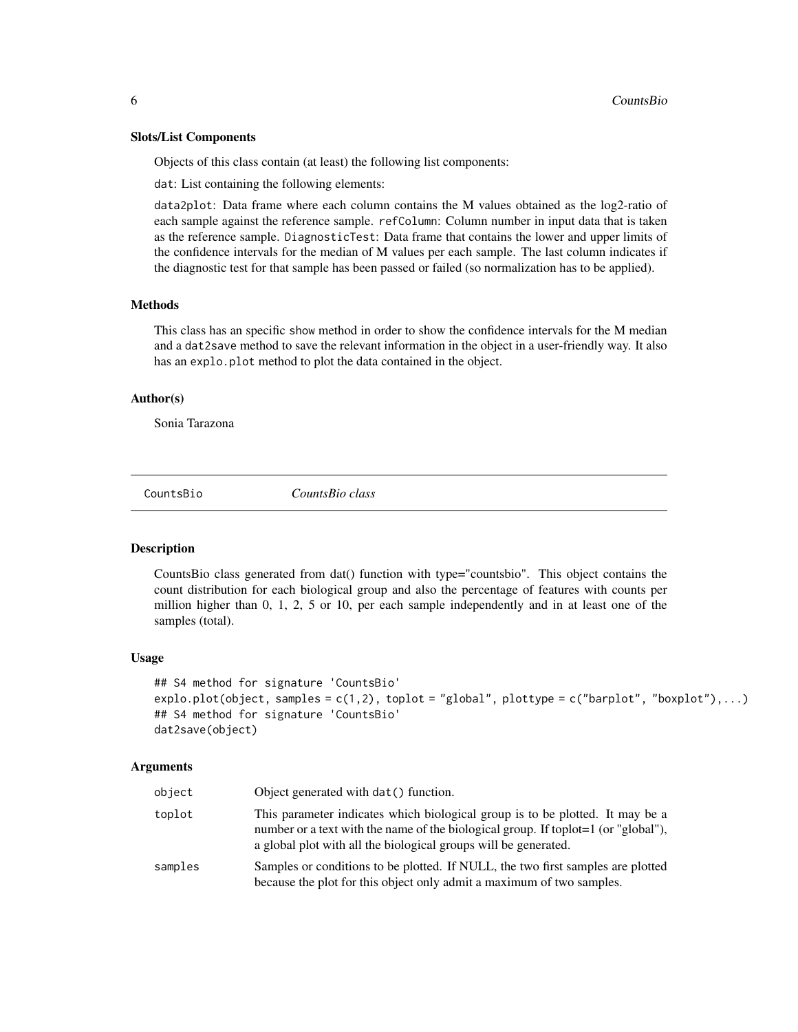### Slots/List Components

Objects of this class contain (at least) the following list components:

`dat`: List containing the following elements:

`data2plot`: Data frame where each column contains the M values obtained as the log2-ratio of each sample against the reference sample. `refColumn`: Column number in input data that is taken as the reference sample. `DiagnosticTest`: Data frame that contains the lower and upper limits of the confidence intervals for the median of M values per each sample. The last column indicates if the diagnostic test for that sample has been passed or failed (so normalization has to be applied).

### Methods

This class has an specific `show` method in order to show the confidence intervals for the M median and a `dat2save` method to save the relevant information in the object in a user-friendly way. It also has an `explo.plot` method to plot the data contained in the object.

### Author(s)

Sonia Tarazona

---

## CountsBio    *CountsBio class*

### Description

CountsBio class generated from dat() function with type="countsbio". This object contains the count distribution for each biological group and also the percentage of features with counts per million higher than 0, 1, 2, 5 or 10, per each sample independently and in at least one of the samples (total).

### Usage

```
## S4 method for signature 'CountsBio'
explo.plot(object, samples = c(1,2), toplot = "global", plottype = c("barplot", "boxplot"),...)
## S4 method for signature 'CountsBio'
dat2save(object)
```

### Arguments

| | |
|---|---|
| `object` | Object generated with `dat()` function. |
| `toplot` | This parameter indicates which biological group is to be plotted. It may be a number or a text with the name of the biological group. If toplot=1 (or "global"), a global plot with all the biological groups will be generated. |
| `samples` | Samples or conditions to be plotted. If NULL, the two first samples are plotted because the plot for this object only admit a maximum of two samples. |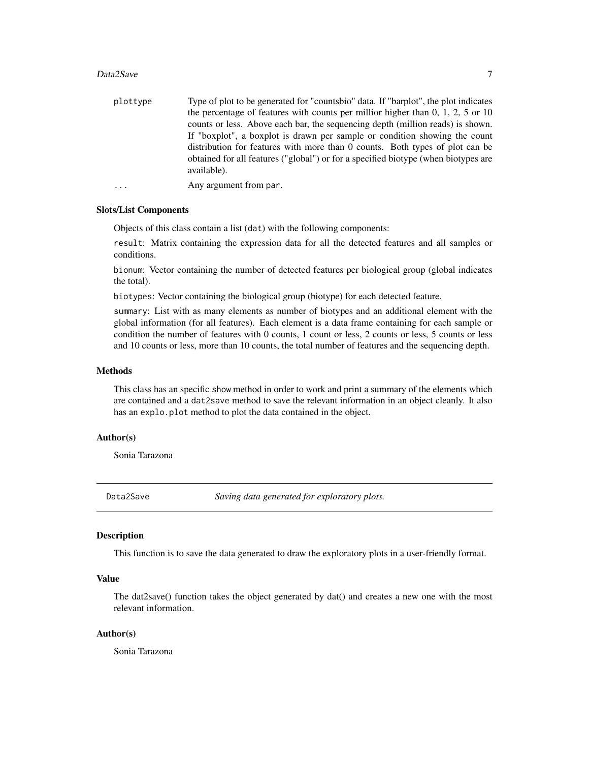| | |
|---|---|
| plottype | Type of plot to be generated for "countsbio" data. If "barplot", the plot indicates the percentage of features with counts per millior higher than 0, 1, 2, 5 or 10 counts or less. Above each bar, the sequencing depth (million reads) is shown. If "boxplot", a boxplot is drawn per sample or condition showing the count distribution for features with more than 0 counts. Both types of plot can be obtained for all features ("global") or for a specified biotype (when biotypes are available). |
| ... | Any argument from par. |

### Slots/List Components

Objects of this class contain a list (dat) with the following components:

result: Matrix containing the expression data for all the detected features and all samples or conditions.

bionum: Vector containing the number of detected features per biological group (global indicates the total).

biotypes: Vector containing the biological group (biotype) for each detected feature.

summary: List with as many elements as number of biotypes and an additional element with the global information (for all features). Each element is a data frame containing for each sample or condition the number of features with 0 counts, 1 count or less, 2 counts or less, 5 counts or less and 10 counts or less, more than 10 counts, the total number of features and the sequencing depth.

### Methods

This class has an specific show method in order to work and print a summary of the elements which are contained and a dat2save method to save the relevant information in an object cleanly. It also has an explo.plot method to plot the data contained in the object.

### Author(s)

Sonia Tarazona

---

## Data2Save *Saving data generated for exploratory plots.*

### Description

This function is to save the data generated to draw the exploratory plots in a user-friendly format.

### Value

The dat2save() function takes the object generated by dat() and creates a new one with the most relevant information.

### Author(s)

Sonia Tarazona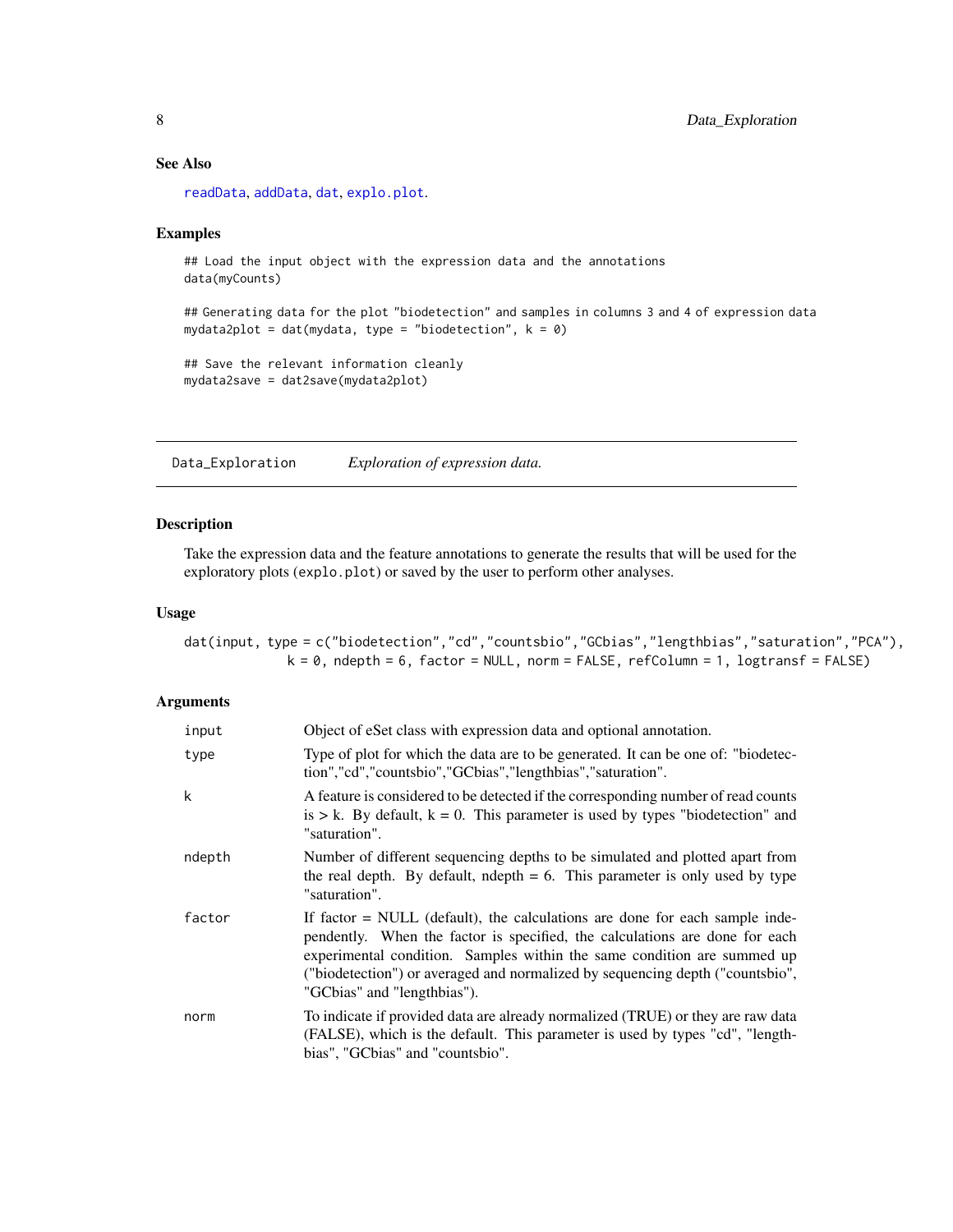### See Also

readData, addData, dat, explo.plot.

### Examples

```
## Load the input object with the expression data and the annotations
data(myCounts)

## Generating data for the plot "biodetection" and samples in columns 3 and 4 of expression data
mydata2plot = dat(mydata, type = "biodetection", k = 0)

## Save the relevant information cleanly
mydata2save = dat2save(mydata2plot)
```

---

## Data_Exploration *Exploration of expression data.*

---

### Description

Take the expression data and the feature annotations to generate the results that will be used for the exploratory plots (explo.plot) or saved by the user to perform other analyses.

### Usage

```
dat(input, type = c("biodetection","cd","countsbio","GCbias","lengthbias","saturation","PCA"),
            k = 0, ndepth = 6, factor = NULL, norm = FALSE, refColumn = 1, logtransf = FALSE)
```

### Arguments

| | |
|---|---|
| input | Object of eSet class with expression data and optional annotation. |
| type | Type of plot for which the data are to be generated. It can be one of: "biodetection","cd","countsbio","GCbias","lengthbias","saturation". |
| k | A feature is considered to be detected if the corresponding number of read counts is > k. By default, k = 0. This parameter is used by types "biodetection" and "saturation". |
| ndepth | Number of different sequencing depths to be simulated and plotted apart from the real depth. By default, ndepth = 6. This parameter is only used by type "saturation". |
| factor | If factor = NULL (default), the calculations are done for each sample independently. When the factor is specified, the calculations are done for each experimental condition. Samples within the same condition are summed up ("biodetection") or averaged and normalized by sequencing depth ("countsbio", "GCbias" and "lengthbias"). |
| norm | To indicate if provided data are already normalized (TRUE) or they are raw data (FALSE), which is the default. This parameter is used by types "cd", "lengthbias", "GCbias" and "countsbio". |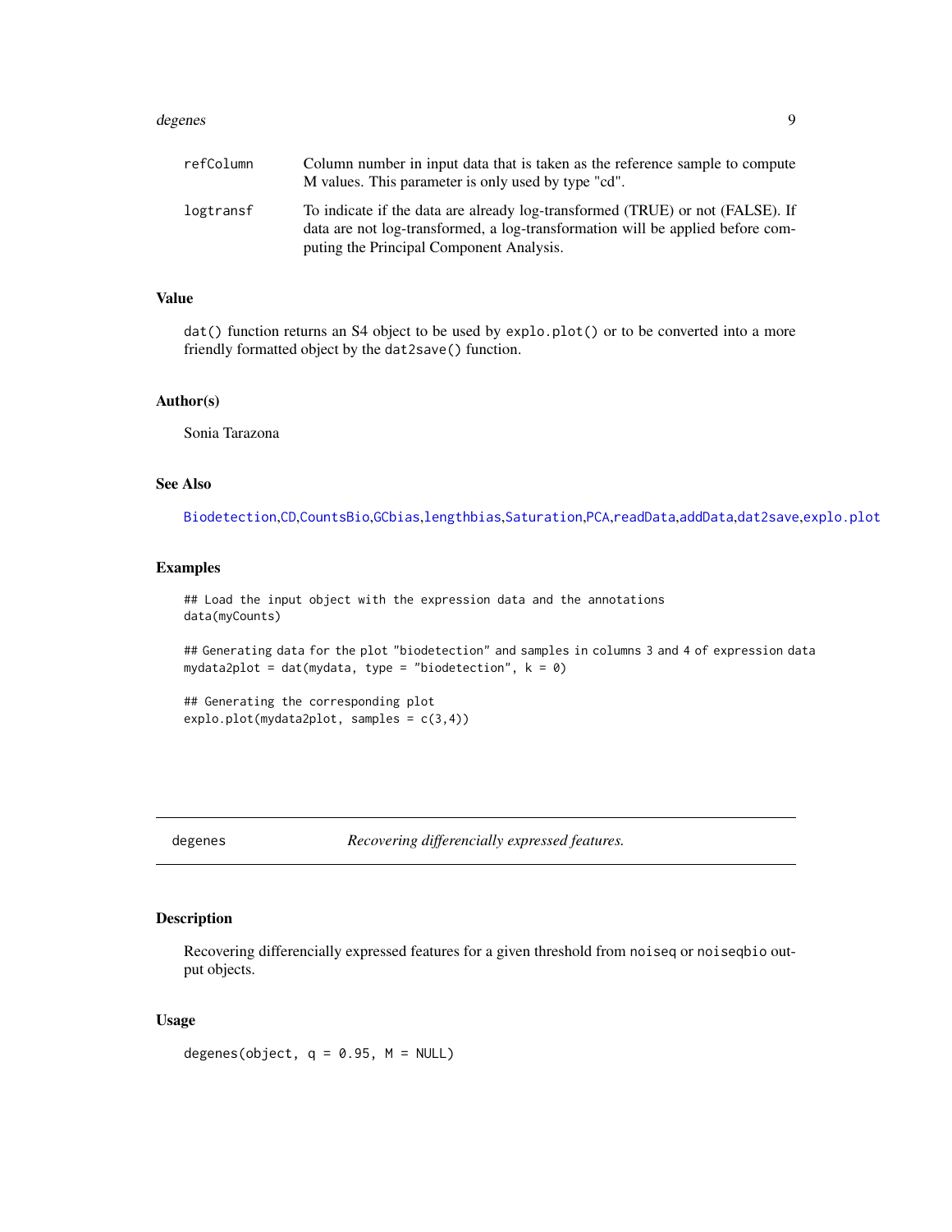| | |
|---|---|
| refColumn | Column number in input data that is taken as the reference sample to compute M values. This parameter is only used by type "cd". |
| logtransf | To indicate if the data are already log-transformed (TRUE) or not (FALSE). If data are not log-transformed, a log-transformation will be applied before computing the Principal Component Analysis. |

### Value

dat() function returns an S4 object to be used by explo.plot() or to be converted into a more friendly formatted object by the dat2save() function.

### Author(s)

Sonia Tarazona

### See Also

Biodetection,CD,CountsBio,GCbias,lengthbias,Saturation,PCA,readData,addData,dat2save,explo.plot

### Examples

```
## Load the input object with the expression data and the annotations
data(myCounts)

## Generating data for the plot "biodetection" and samples in columns 3 and 4 of expression data
mydata2plot = dat(mydata, type = "biodetection", k = 0)

## Generating the corresponding plot
explo.plot(mydata2plot, samples = c(3,4))
```

---

## degenes — *Recovering differencially expressed features.*

### Description

Recovering differencially expressed features for a given threshold from noiseq or noiseqbio output objects.

### Usage

```
degenes(object, q = 0.95, M = NULL)
```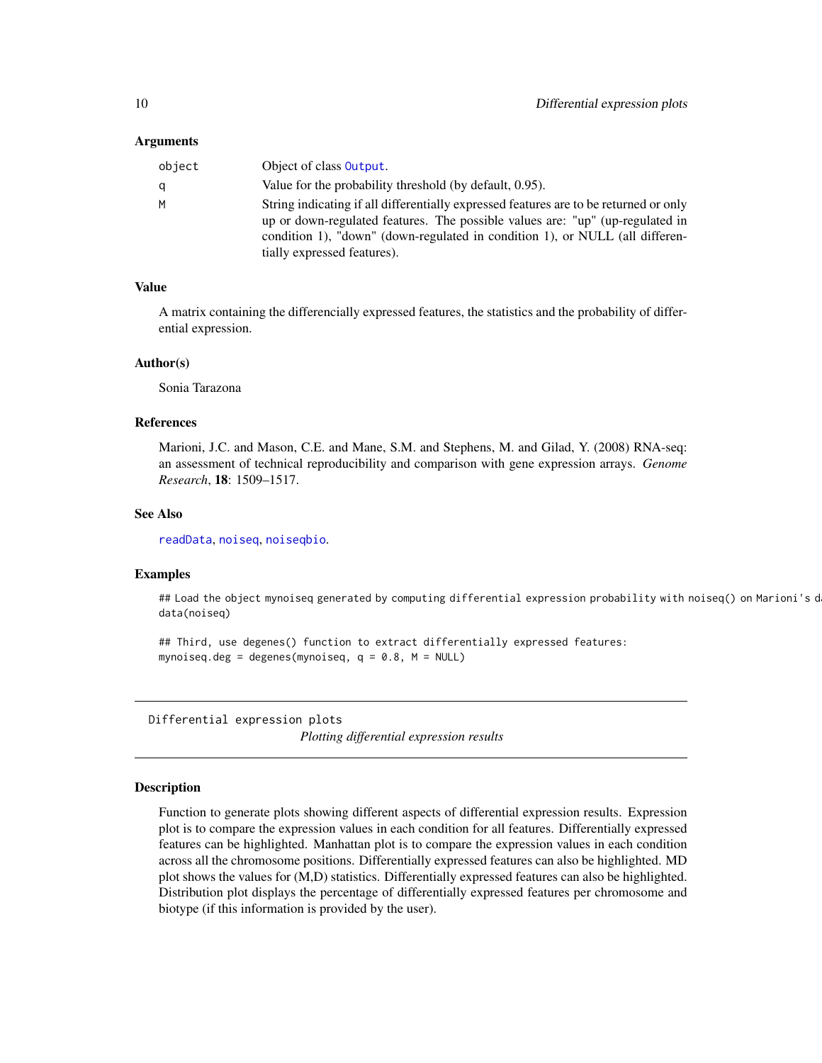### Arguments

| | |
|---|---|
| object | Object of class `Output`. |
| q | Value for the probability threshold (by default, 0.95). |
| M | String indicating if all differentially expressed features are to be returned or only up or down-regulated features. The possible values are: "up" (up-regulated in condition 1), "down" (down-regulated in condition 1), or NULL (all differentially expressed features). |

### Value

A matrix containing the differencially expressed features, the statistics and the probability of differential expression.

### Author(s)

Sonia Tarazona

### References

Marioni, J.C. and Mason, C.E. and Mane, S.M. and Stephens, M. and Gilad, Y. (2008) RNA-seq: an assessment of technical reproducibility and comparison with gene expression arrays. *Genome Research*, **18**: 1509–1517.

### See Also

`readData`, `noiseq`, `noiseqbio`.

### Examples

```
## Load the object mynoiseq generated by computing differential expression probability with noiseq() on Marioni's d
data(noiseq)

## Third, use degenes() function to extract differentially expressed features:
mynoiseq.deg = degenes(mynoiseq, q = 0.8, M = NULL)
```

---

## Differential expression plots

*Plotting differential expression results*

---

### Description

Function to generate plots showing different aspects of differential expression results. Expression plot is to compare the expression values in each condition for all features. Differentially expressed features can be highlighted. Manhattan plot is to compare the expression values in each condition across all the chromosome positions. Differentially expressed features can also be highlighted. MD plot shows the values for (M,D) statistics. Differentially expressed features can also be highlighted. Distribution plot displays the percentage of differentially expressed features per chromosome and biotype (if this information is provided by the user).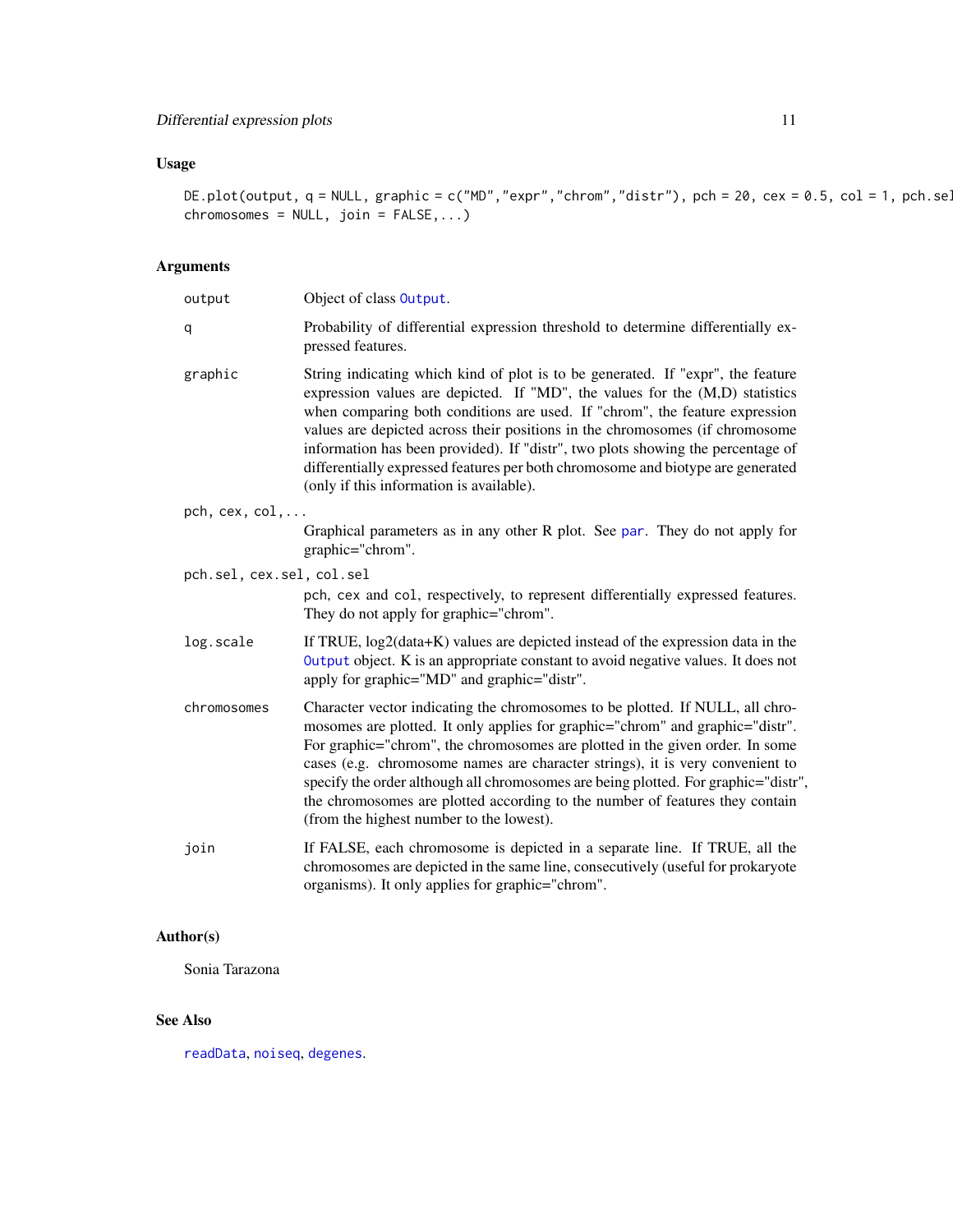## Usage

```
DE.plot(output, q = NULL, graphic = c("MD","expr","chrom","distr"), pch = 20, cex = 0.5, col = 1, pch.sel
chromosomes = NULL, join = FALSE,...)
```

## Arguments

| | |
|---|---|
| output | Object of class Output. |
| q | Probability of differential expression threshold to determine differentially expressed features. |
| graphic | String indicating which kind of plot is to be generated. If "expr", the feature expression values are depicted. If "MD", the values for the (M,D) statistics when comparing both conditions are used. If "chrom", the feature expression values are depicted across their positions in the chromosomes (if chromosome information has been provided). If "distr", two plots showing the percentage of differentially expressed features per both chromosome and biotype are generated (only if this information is available). |
| pch, cex, col,... | Graphical parameters as in any other R plot. See par. They do not apply for graphic="chrom". |
| pch.sel, cex.sel, col.sel | pch, cex and col, respectively, to represent differentially expressed features. They do not apply for graphic="chrom". |
| log.scale | If TRUE, log2(data+K) values are depicted instead of the expression data in the Output object. K is an appropriate constant to avoid negative values. It does not apply for graphic="MD" and graphic="distr". |
| chromosomes | Character vector indicating the chromosomes to be plotted. If NULL, all chromosomes are plotted. It only applies for graphic="chrom" and graphic="distr". For graphic="chrom", the chromosomes are plotted in the given order. In some cases (e.g. chromosome names are character strings), it is very convenient to specify the order although all chromosomes are being plotted. For graphic="distr", the chromosomes are plotted according to the number of features they contain (from the highest number to the lowest). |
| join | If FALSE, each chromosome is depicted in a separate line. If TRUE, all the chromosomes are depicted in the same line, consecutively (useful for prokaryote organisms). It only applies for graphic="chrom". |

## Author(s)

Sonia Tarazona

## See Also

readData, noiseq, degenes.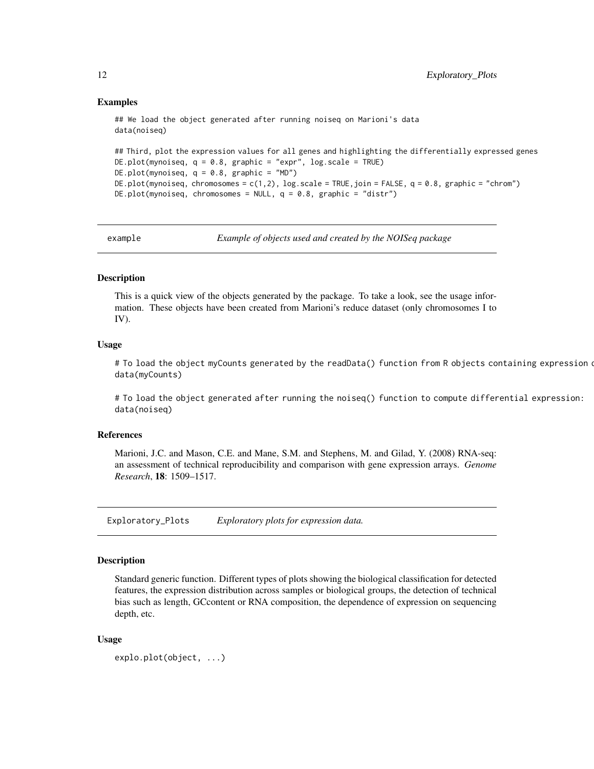### Examples

```
## We load the object generated after running noiseq on Marioni's data
data(noiseq)

## Third, plot the expression values for all genes and highlighting the differentially expressed genes
DE.plot(mynoiseq, q = 0.8, graphic = "expr", log.scale = TRUE)
DE.plot(mynoiseq, q = 0.8, graphic = "MD")
DE.plot(mynoiseq, chromosomes = c(1,2), log.scale = TRUE,join = FALSE, q = 0.8, graphic = "chrom")
DE.plot(mynoiseq, chromosomes = NULL, q = 0.8, graphic = "distr")
```

---

## example — *Example of objects used and created by the NOISeq package*

### Description

This is a quick view of the objects generated by the package. To take a look, see the usage information. These objects have been created from Marioni's reduce dataset (only chromosomes I to IV).

### Usage

```
# To load the object myCounts generated by the readData() function from R objects containing expression c
data(myCounts)

# To load the object generated after running the noiseq() function to compute differential expression:
data(noiseq)
```

### References

Marioni, J.C. and Mason, C.E. and Mane, S.M. and Stephens, M. and Gilad, Y. (2008) RNA-seq: an assessment of technical reproducibility and comparison with gene expression arrays. *Genome Research*, **18**: 1509–1517.

---

## Exploratory_Plots — *Exploratory plots for expression data.*

### Description

Standard generic function. Different types of plots showing the biological classification for detected features, the expression distribution across samples or biological groups, the detection of technical bias such as length, GCcontent or RNA composition, the dependence of expression on sequencing depth, etc.

### Usage

```
explo.plot(object, ...)
```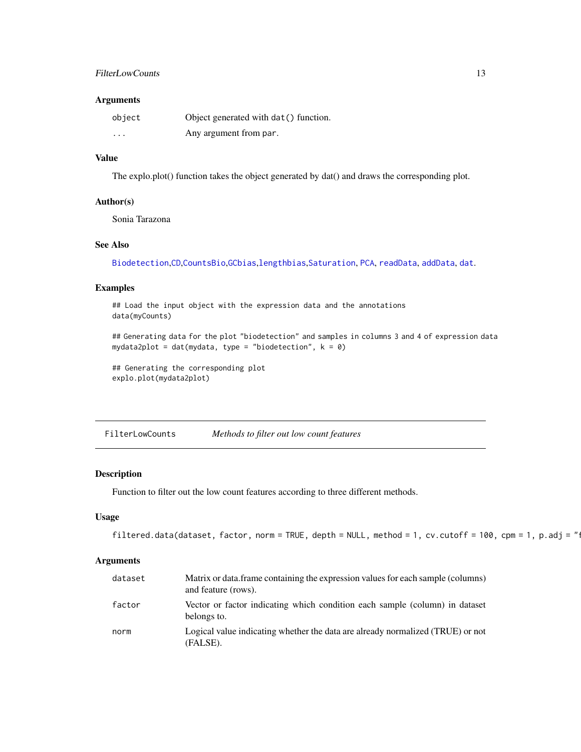## Arguments

| | |
|---|---|
| `object` | Object generated with `dat()` function. |
| `...` | Any argument from `par`. |

## Value

The explo.plot() function takes the object generated by dat() and draws the corresponding plot.

## Author(s)

Sonia Tarazona

## See Also

Biodetection,CD,CountsBio,GCbias,lengthbias,Saturation, PCA, readData, addData, dat.

## Examples

```
## Load the input object with the expression data and the annotations
data(myCounts)

## Generating data for the plot "biodetection" and samples in columns 3 and 4 of expression data
mydata2plot = dat(mydata, type = "biodetection", k = 0)

## Generating the corresponding plot
explo.plot(mydata2plot)
```

---

# FilterLowCounts — *Methods to filter out low count features*

---

## Description

Function to filter out the low count features according to three different methods.

## Usage

```
filtered.data(dataset, factor, norm = TRUE, depth = NULL, method = 1, cv.cutoff = 100, cpm = 1, p.adj = "f
```

## Arguments

| | |
|---|---|
| `dataset` | Matrix or data.frame containing the expression values for each sample (columns) and feature (rows). |
| `factor` | Vector or factor indicating which condition each sample (column) in dataset belongs to. |
| `norm` | Logical value indicating whether the data are already normalized (TRUE) or not (FALSE). |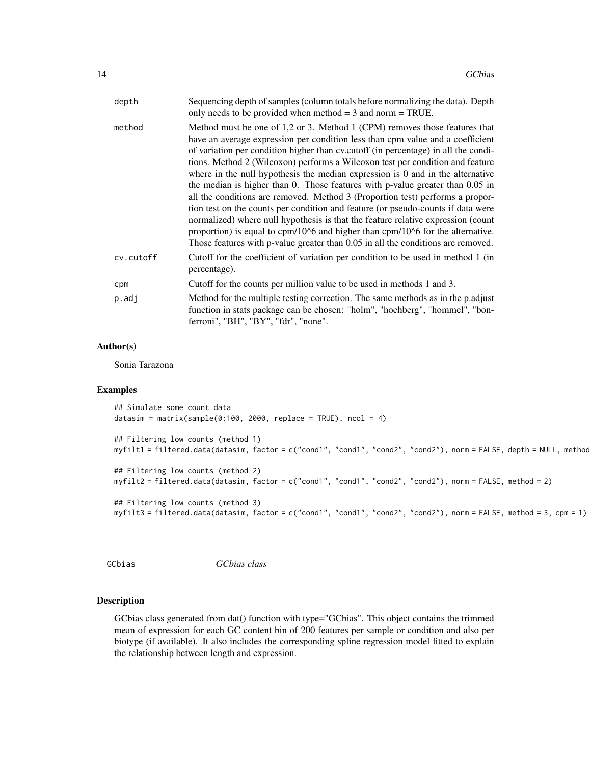| | |
|---|---|
| depth | Sequencing depth of samples (column totals before normalizing the data). Depth only needs to be provided when method = 3 and norm = TRUE. |
| method | Method must be one of 1,2 or 3. Method 1 (CPM) removes those features that have an average expression per condition less than cpm value and a coefficient of variation per condition higher than cv.cutoff (in percentage) in all the conditions. Method 2 (Wilcoxon) performs a Wilcoxon test per condition and feature where in the null hypothesis the median expression is 0 and in the alternative the median is higher than 0. Those features with p-value greater than 0.05 in all the conditions are removed. Method 3 (Proportion test) performs a proportion test on the counts per condition and feature (or pseudo-counts if data were normalized) where null hypothesis is that the feature relative expression (count proportion) is equal to cpm/10^6 and higher than cpm/10^6 for the alternative. Those features with p-value greater than 0.05 in all the conditions are removed. |
| cv.cutoff | Cutoff for the coefficient of variation per condition to be used in method 1 (in percentage). |
| cpm | Cutoff for the counts per million value to be used in methods 1 and 3. |
| p.adj | Method for the multiple testing correction. The same methods as in the p.adjust function in stats package can be chosen: "holm", "hochberg", "hommel", "bonferroni", "BH", "BY", "fdr", "none". |

## Author(s)

Sonia Tarazona

## Examples

```
## Simulate some count data
datasim = matrix(sample(0:100, 2000, replace = TRUE), ncol = 4)

## Filtering low counts (method 1)
myfilt1 = filtered.data(datasim, factor = c("cond1", "cond1", "cond2", "cond2"), norm = FALSE, depth = NULL, method

## Filtering low counts (method 2)
myfilt2 = filtered.data(datasim, factor = c("cond1", "cond1", "cond2", "cond2"), norm = FALSE, method = 2)

## Filtering low counts (method 3)
myfilt3 = filtered.data(datasim, factor = c("cond1", "cond1", "cond2", "cond2"), norm = FALSE, method = 3, cpm = 1)
```

---

# GCbias *GCbias class*

## Description

GCbias class generated from dat() function with type="GCbias". This object contains the trimmed mean of expression for each GC content bin of 200 features per sample or condition and also per biotype (if available). It also includes the corresponding spline regression model fitted to explain the relationship between length and expression.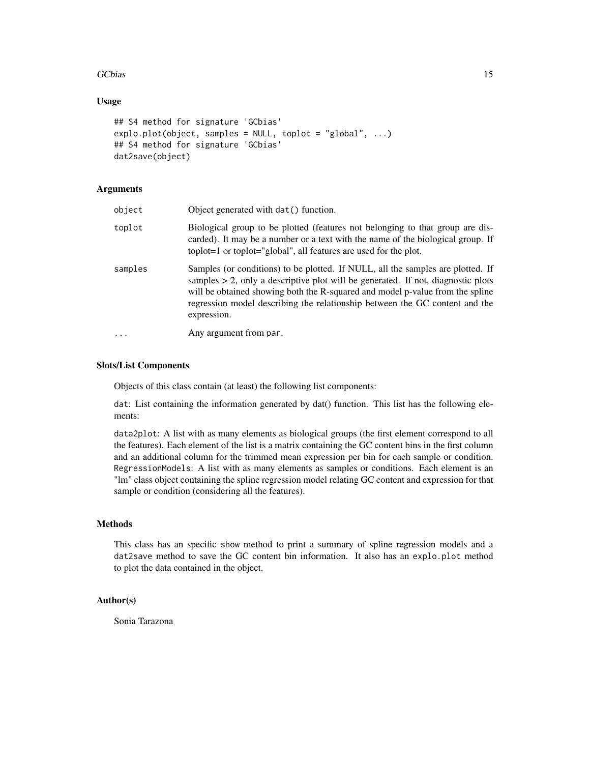## Usage

```
## S4 method for signature 'GCbias'
explo.plot(object, samples = NULL, toplot = "global", ...)
## S4 method for signature 'GCbias'
dat2save(object)
```

## Arguments

| | |
|---|---|
| object | Object generated with dat() function. |
| toplot | Biological group to be plotted (features not belonging to that group are discarded). It may be a number or a text with the name of the biological group. If toplot=1 or toplot="global", all features are used for the plot. |
| samples | Samples (or conditions) to be plotted. If NULL, all the samples are plotted. If samples > 2, only a descriptive plot will be generated. If not, diagnostic plots will be obtained showing both the R-squared and model p-value from the spline regression model describing the relationship between the GC content and the expression. |
| ... | Any argument from par. |

## Slots/List Components

Objects of this class contain (at least) the following list components:

dat: List containing the information generated by dat() function. This list has the following elements:

data2plot: A list with as many elements as biological groups (the first element correspond to all the features). Each element of the list is a matrix containing the GC content bins in the first column and an additional column for the trimmed mean expression per bin for each sample or condition. RegressionModels: A list with as many elements as samples or conditions. Each element is an "lm" class object containing the spline regression model relating GC content and expression for that sample or condition (considering all the features).

## Methods

This class has an specific show method to print a summary of spline regression models and a dat2save method to save the GC content bin information. It also has an explo.plot method to plot the data contained in the object.

## Author(s)

Sonia Tarazona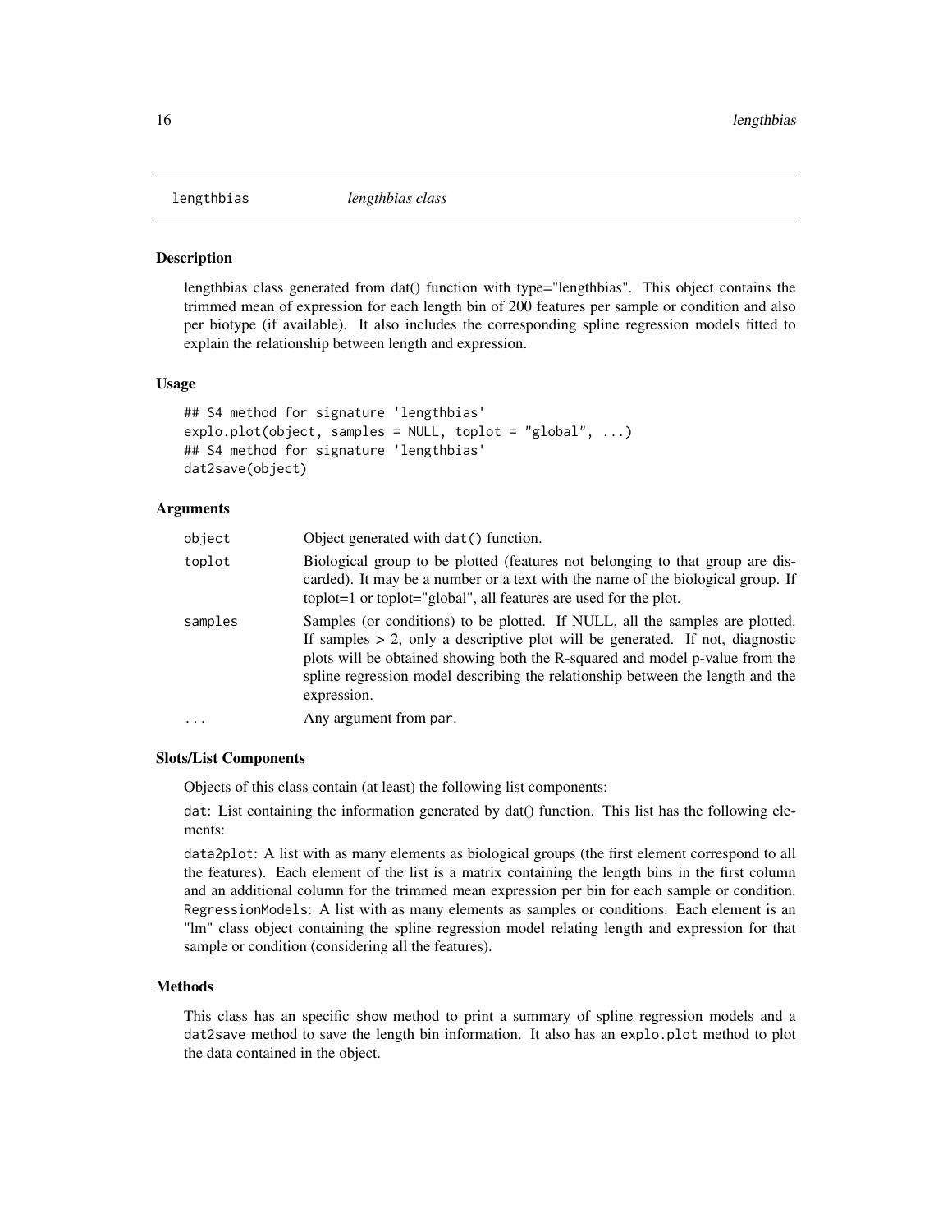lengthbias    *lengthbias class*

### Description

lengthbias class generated from dat() function with type="lengthbias". This object contains the trimmed mean of expression for each length bin of 200 features per sample or condition and also per biotype (if available). It also includes the corresponding spline regression models fitted to explain the relationship between length and expression.

### Usage

```
## S4 method for signature 'lengthbias'
explo.plot(object, samples = NULL, toplot = "global", ...)
## S4 method for signature 'lengthbias'
dat2save(object)
```

### Arguments

| | |
|---|---|
| object | Object generated with dat() function. |
| toplot | Biological group to be plotted (features not belonging to that group are discarded). It may be a number or a text with the name of the biological group. If toplot=1 or toplot="global", all features are used for the plot. |
| samples | Samples (or conditions) to be plotted. If NULL, all the samples are plotted. If samples > 2, only a descriptive plot will be generated. If not, diagnostic plots will be obtained showing both the R-squared and model p-value from the spline regression model describing the relationship between the length and the expression. |
| ... | Any argument from par. |

### Slots/List Components

Objects of this class contain (at least) the following list components:

dat: List containing the information generated by dat() function. This list has the following elements:

data2plot: A list with as many elements as biological groups (the first element correspond to all the features). Each element of the list is a matrix containing the length bins in the first column and an additional column for the trimmed mean expression per bin for each sample or condition. RegressionModels: A list with as many elements as samples or conditions. Each element is an "lm" class object containing the spline regression model relating length and expression for that sample or condition (considering all the features).

### Methods

This class has an specific show method to print a summary of spline regression models and a dat2save method to save the length bin information. It also has an explo.plot method to plot the data contained in the object.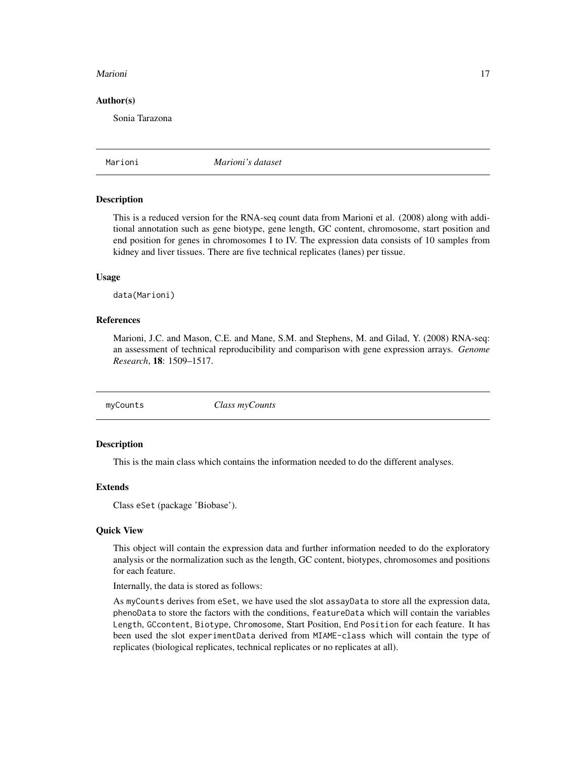### Author(s)

Sonia Tarazona

## Marioni *Marioni's dataset*

### Description

This is a reduced version for the RNA-seq count data from Marioni et al. (2008) along with additional annotation such as gene biotype, gene length, GC content, chromosome, start position and end position for genes in chromosomes I to IV. The expression data consists of 10 samples from kidney and liver tissues. There are five technical replicates (lanes) per tissue.

### Usage

```
data(Marioni)
```

### References

Marioni, J.C. and Mason, C.E. and Mane, S.M. and Stephens, M. and Gilad, Y. (2008) RNA-seq: an assessment of technical reproducibility and comparison with gene expression arrays. *Genome Research*, **18**: 1509–1517.

## myCounts *Class myCounts*

### Description

This is the main class which contains the information needed to do the different analyses.

### Extends

Class eSet (package 'Biobase').

### Quick View

This object will contain the expression data and further information needed to do the exploratory analysis or the normalization such as the length, GC content, biotypes, chromosomes and positions for each feature.

Internally, the data is stored as follows:

As myCounts derives from eSet, we have used the slot assayData to store all the expression data, phenoData to store the factors with the conditions, featureData which will contain the variables Length, GCcontent, Biotype, Chromosome, Start Position, End Position for each feature. It has been used the slot experimentData derived from MIAME-class which will contain the type of replicates (biological replicates, technical replicates or no replicates at all).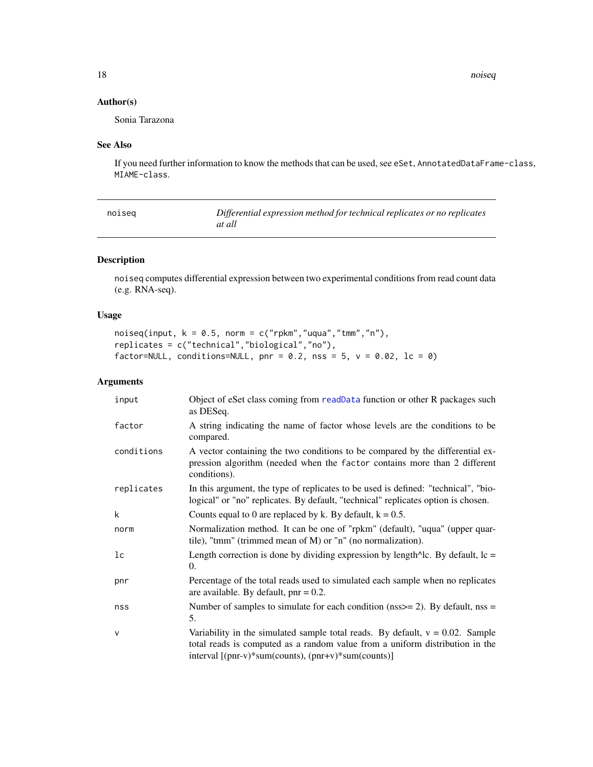### Author(s)

Sonia Tarazona

### See Also

If you need further information to know the methods that can be used, see `eSet`, `AnnotatedDataFrame-class`, `MIAME-class`.

---

## noiseq — *Differential expression method for technical replicates or no replicates at all*

---

### Description

`noiseq` computes differential expression between two experimental conditions from read count data (e.g. RNA-seq).

### Usage

```
noiseq(input, k = 0.5, norm = c("rpkm","uqua","tmm","n"),
replicates = c("technical","biological","no"),
factor=NULL, conditions=NULL, pnr = 0.2, nss = 5, v = 0.02, lc = 0)
```

### Arguments

| | |
|---|---|
| `input` | Object of eSet class coming from readData function or other R packages such as DESeq. |
| `factor` | A string indicating the name of factor whose levels are the conditions to be compared. |
| `conditions` | A vector containing the two conditions to be compared by the differential expression algorithm (needed when the `factor` contains more than 2 different conditions). |
| `replicates` | In this argument, the type of replicates to be used is defined: "technical", "biological" or "no" replicates. By default, "technical" replicates option is chosen. |
| `k` | Counts equal to 0 are replaced by k. By default, k = 0.5. |
| `norm` | Normalization method. It can be one of "rpkm" (default), "uqua" (upper quartile), "tmm" (trimmed mean of M) or "n" (no normalization). |
| `lc` | Length correction is done by dividing expression by length^lc. By default, lc = 0. |
| `pnr` | Percentage of the total reads used to simulated each sample when no replicates are available. By default, pnr = 0.2. |
| `nss` | Number of samples to simulate for each condition (nss>= 2). By default, nss = 5. |
| `v` | Variability in the simulated sample total reads. By default, v = 0.02. Sample total reads is computed as a random value from a uniform distribution in the interval [(pnr-v)*sum(counts), (pnr+v)*sum(counts)] |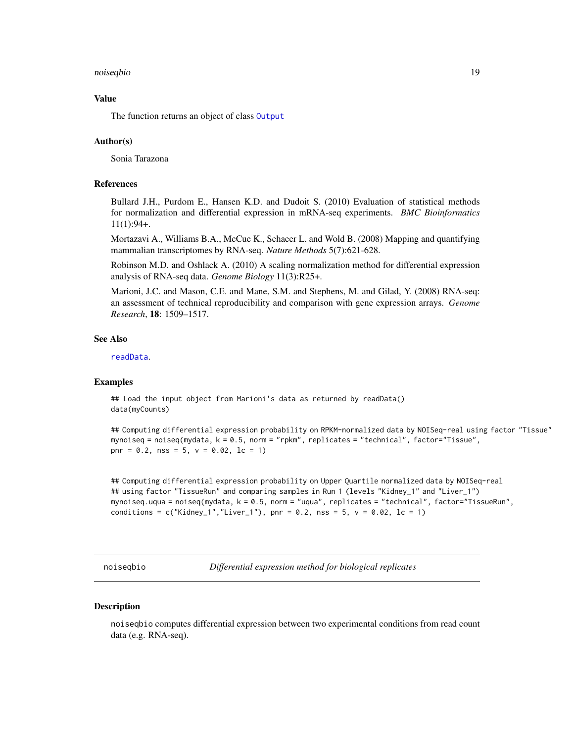### Value

The function returns an object of class `Output`

### Author(s)

Sonia Tarazona

### References

Bullard J.H., Purdom E., Hansen K.D. and Dudoit S. (2010) Evaluation of statistical methods for normalization and differential expression in mRNA-seq experiments. *BMC Bioinformatics* 11(1):94+.

Mortazavi A., Williams B.A., McCue K., Schaeer L. and Wold B. (2008) Mapping and quantifying mammalian transcriptomes by RNA-seq. *Nature Methods* 5(7):621-628.

Robinson M.D. and Oshlack A. (2010) A scaling normalization method for differential expression analysis of RNA-seq data. *Genome Biology* 11(3):R25+.

Marioni, J.C. and Mason, C.E. and Mane, S.M. and Stephens, M. and Gilad, Y. (2008) RNA-seq: an assessment of technical reproducibility and comparison with gene expression arrays. *Genome Research*, **18**: 1509–1517.

### See Also

`readData`.

### Examples

```
## Load the input object from Marioni's data as returned by readData()
data(myCounts)

## Computing differential expression probability on RPKM-normalized data by NOISeq-real using factor "Tissue"
mynoiseq = noiseq(mydata, k = 0.5, norm = "rpkm", replicates = "technical", factor="Tissue",
pnr = 0.2, nss = 5, v = 0.02, lc = 1)


## Computing differential expression probability on Upper Quartile normalized data by NOISeq-real
## using factor "TissueRun" and comparing samples in Run 1 (levels "Kidney_1" and "Liver_1")
mynoiseq.uqua = noiseq(mydata, k = 0.5, norm = "uqua", replicates = "technical", factor="TissueRun",
conditions = c("Kidney_1","Liver_1"), pnr = 0.2, nss = 5, v = 0.02, lc = 1)
```

---

## noiseqbio — *Differential expression method for biological replicates*

### Description

noiseqbio computes differential expression between two experimental conditions from read count data (e.g. RNA-seq).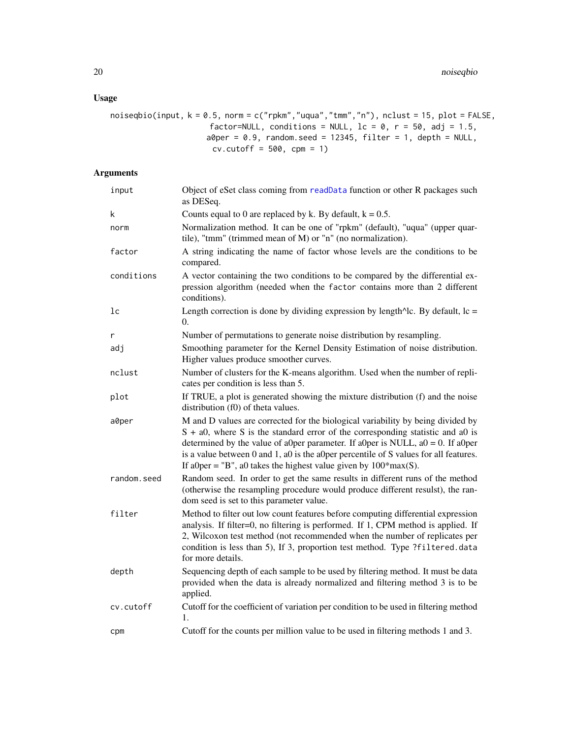## Usage

```
noiseqbio(input, k = 0.5, norm = c("rpkm","uqua","tmm","n"), nclust = 15, plot = FALSE,
                    factor=NULL, conditions = NULL, lc = 0, r = 50, adj = 1.5,
                   a0per = 0.9, random.seed = 12345, filter = 1, depth = NULL,
                    cv.cutoff = 500, cpm = 1)
```

## Arguments

| | |
|---|---|
| input | Object of eSet class coming from readData function or other R packages such as DESeq. |
| k | Counts equal to 0 are replaced by k. By default, k = 0.5. |
| norm | Normalization method. It can be one of "rpkm" (default), "uqua" (upper quartile), "tmm" (trimmed mean of M) or "n" (no normalization). |
| factor | A string indicating the name of factor whose levels are the conditions to be compared. |
| conditions | A vector containing the two conditions to be compared by the differential expression algorithm (needed when the factor contains more than 2 different conditions). |
| lc | Length correction is done by dividing expression by length^lc. By default, lc = 0. |
| r | Number of permutations to generate noise distribution by resampling. |
| adj | Smoothing parameter for the Kernel Density Estimation of noise distribution. Higher values produce smoother curves. |
| nclust | Number of clusters for the K-means algorithm. Used when the number of replicates per condition is less than 5. |
| plot | If TRUE, a plot is generated showing the mixture distribution (f) and the noise distribution (f0) of theta values. |
| a0per | M and D values are corrected for the biological variability by being divided by S + a0, where S is the standard error of the corresponding statistic and a0 is determined by the value of a0per parameter. If a0per is NULL, a0 = 0. If a0per is a value between 0 and 1, a0 is the a0per percentile of S values for all features. If a0per = "B", a0 takes the highest value given by 100*max(S). |
| random.seed | Random seed. In order to get the same results in different runs of the method (otherwise the resampling procedure would produce different resulst), the random seed is set to this parameter value. |
| filter | Method to filter out low count features before computing differential expression analysis. If filter=0, no filtering is performed. If 1, CPM method is applied. If 2, Wilcoxon test method (not recommended when the number of replicates per condition is less than 5), If 3, proportion test method. Type ?filtered.data for more details. |
| depth | Sequencing depth of each sample to be used by filtering method. It must be data provided when the data is already normalized and filtering method 3 is to be applied. |
| cv.cutoff | Cutoff for the coefficient of variation per condition to be used in filtering method 1. |
| cpm | Cutoff for the counts per million value to be used in filtering methods 1 and 3. |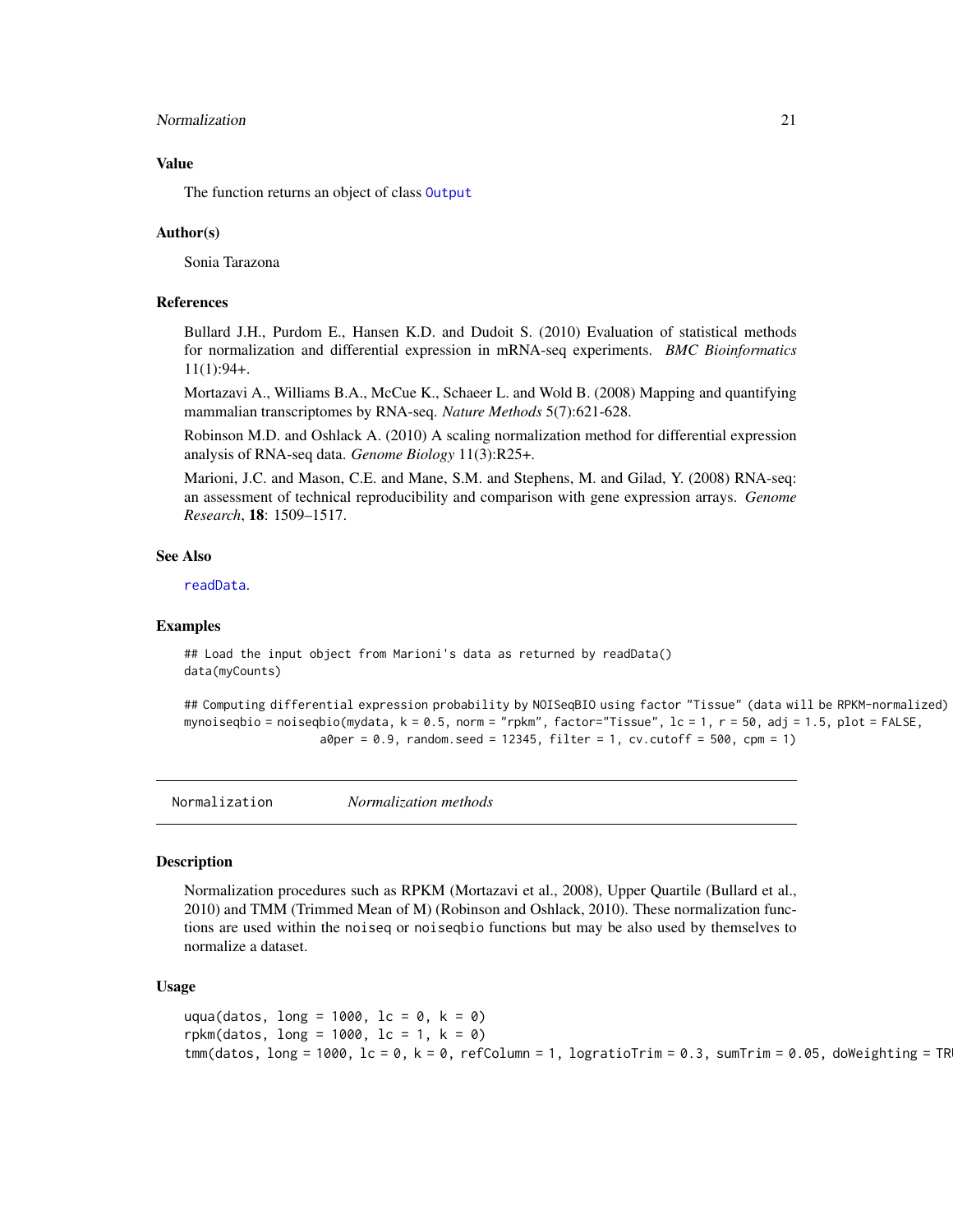### Value

The function returns an object of class `Output`

### Author(s)

Sonia Tarazona

### References

Bullard J.H., Purdom E., Hansen K.D. and Dudoit S. (2010) Evaluation of statistical methods for normalization and differential expression in mRNA-seq experiments. *BMC Bioinformatics* 11(1):94+.

Mortazavi A., Williams B.A., McCue K., Schaeer L. and Wold B. (2008) Mapping and quantifying mammalian transcriptomes by RNA-seq. *Nature Methods* 5(7):621-628.

Robinson M.D. and Oshlack A. (2010) A scaling normalization method for differential expression analysis of RNA-seq data. *Genome Biology* 11(3):R25+.

Marioni, J.C. and Mason, C.E. and Mane, S.M. and Stephens, M. and Gilad, Y. (2008) RNA-seq: an assessment of technical reproducibility and comparison with gene expression arrays. *Genome Research*, **18**: 1509–1517.

### See Also

`readData`.

### Examples

```
## Load the input object from Marioni's data as returned by readData()
data(myCounts)

## Computing differential expression probability by NOISeqBIO using factor "Tissue" (data will be RPKM-normalized)
mynoiseqbio = noiseqbio(mydata, k = 0.5, norm = "rpkm", factor="Tissue", lc = 1, r = 50, adj = 1.5, plot = FALSE,
                   a0per = 0.9, random.seed = 12345, filter = 1, cv.cutoff = 500, cpm = 1)
```

---

## Normalization — *Normalization methods*

### Description

Normalization procedures such as RPKM (Mortazavi et al., 2008), Upper Quartile (Bullard et al., 2010) and TMM (Trimmed Mean of M) (Robinson and Oshlack, 2010). These normalization functions are used within the `noiseq` or `noiseqbio` functions but may be also used by themselves to normalize a dataset.

### Usage

```
uqua(datos, long = 1000, lc = 0, k = 0)
rpkm(datos, long = 1000, lc = 1, k = 0)
tmm(datos, long = 1000, lc = 0, k = 0, refColumn = 1, logratioTrim = 0.3, sumTrim = 0.05, doWeighting = TRU
```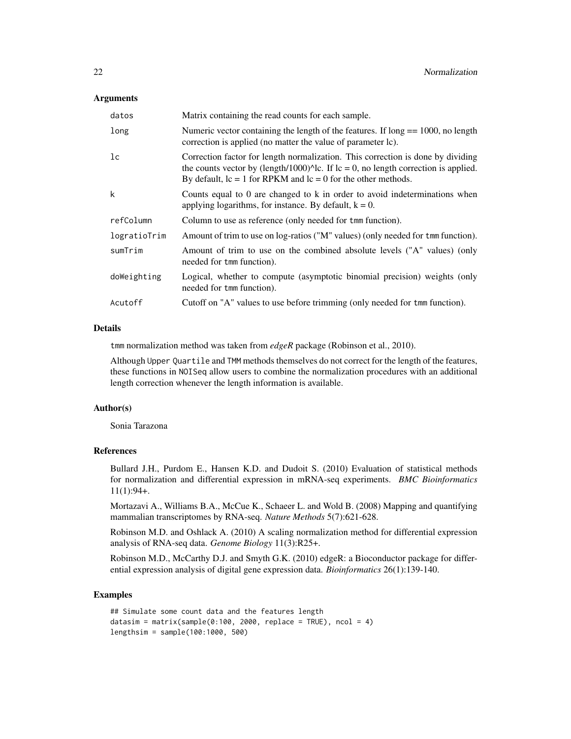### Arguments

| | |
|---|---|
| datos | Matrix containing the read counts for each sample. |
| long | Numeric vector containing the length of the features. If long == 1000, no length correction is applied (no matter the value of parameter lc). |
| lc | Correction factor for length normalization. This correction is done by dividing the counts vector by (length/1000)^lc. If lc = 0, no length correction is applied. By default, lc = 1 for RPKM and lc = 0 for the other methods. |
| k | Counts equal to 0 are changed to k in order to avoid indeterminations when applying logarithms, for instance. By default, k = 0. |
| refColumn | Column to use as reference (only needed for tmm function). |
| logratioTrim | Amount of trim to use on log-ratios ("M" values) (only needed for tmm function). |
| sumTrim | Amount of trim to use on the combined absolute levels ("A" values) (only needed for tmm function). |
| doWeighting | Logical, whether to compute (asymptotic binomial precision) weights (only needed for tmm function). |
| Acutoff | Cutoff on "A" values to use before trimming (only needed for tmm function). |

### Details

tmm normalization method was taken from *edgeR* package (Robinson et al., 2010).

Although Upper Quartile and TMM methods themselves do not correct for the length of the features, these functions in NOISeq allow users to combine the normalization procedures with an additional length correction whenever the length information is available.

### Author(s)

Sonia Tarazona

### References

Bullard J.H., Purdom E., Hansen K.D. and Dudoit S. (2010) Evaluation of statistical methods for normalization and differential expression in mRNA-seq experiments. *BMC Bioinformatics* 11(1):94+.

Mortazavi A., Williams B.A., McCue K., Schaeer L. and Wold B. (2008) Mapping and quantifying mammalian transcriptomes by RNA-seq. *Nature Methods* 5(7):621-628.

Robinson M.D. and Oshlack A. (2010) A scaling normalization method for differential expression analysis of RNA-seq data. *Genome Biology* 11(3):R25+.

Robinson M.D., McCarthy D.J. and Smyth G.K. (2010) edgeR: a Bioconductor package for differential expression analysis of digital gene expression data. *Bioinformatics* 26(1):139-140.

### Examples

```
## Simulate some count data and the features length
datasim = matrix(sample(0:100, 2000, replace = TRUE), ncol = 4)
lengthsim = sample(100:1000, 500)
```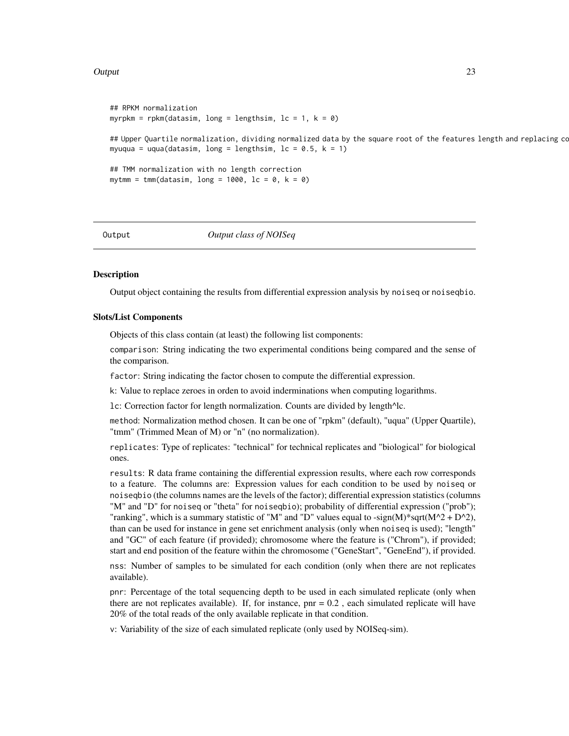```
## RPKM normalization
myrpkm = rpkm(datasim, long = lengthsim, lc = 1, k = 0)

## Upper Quartile normalization, dividing normalized data by the square root of the features length and replacing co
myuqua = uqua(datasim, long = lengthsim, lc = 0.5, k = 1)

## TMM normalization with no length correction
mytmm = tmm(datasim, long = 1000, lc = 0, k = 0)
```

## Output — *Output class of NOISeq*

### Description

Output object containing the results from differential expression analysis by noiseq or noiseqbio.

### Slots/List Components

Objects of this class contain (at least) the following list components:

comparison: String indicating the two experimental conditions being compared and the sense of the comparison.

factor: String indicating the factor chosen to compute the differential expression.

k: Value to replace zeroes in orden to avoid inderminations when computing logarithms.

lc: Correction factor for length normalization. Counts are divided by length^lc.

method: Normalization method chosen. It can be one of "rpkm" (default), "uqua" (Upper Quartile), "tmm" (Trimmed Mean of M) or "n" (no normalization).

replicates: Type of replicates: "technical" for technical replicates and "biological" for biological ones.

results: R data frame containing the differential expression results, where each row corresponds to a feature. The columns are: Expression values for each condition to be used by noiseq or noiseqbio (the columns names are the levels of the factor); differential expression statistics (columns "M" and "D" for noiseq or "theta" for noiseqbio); probability of differential expression ("prob"); "ranking", which is a summary statistic of "M" and "D" values equal to -sign(M)*sqrt(M^2 + D^2), than can be used for instance in gene set enrichment analysis (only when noiseq is used); "length" and "GC" of each feature (if provided); chromosome where the feature is ("Chrom"), if provided; start and end position of the feature within the chromosome ("GeneStart", "GeneEnd"), if provided.

nss: Number of samples to be simulated for each condition (only when there are not replicates available).

pnr: Percentage of the total sequencing depth to be used in each simulated replicate (only when there are not replicates available). If, for instance, pnr = 0.2 , each simulated replicate will have 20% of the total reads of the only available replicate in that condition.

v: Variability of the size of each simulated replicate (only used by NOISeq-sim).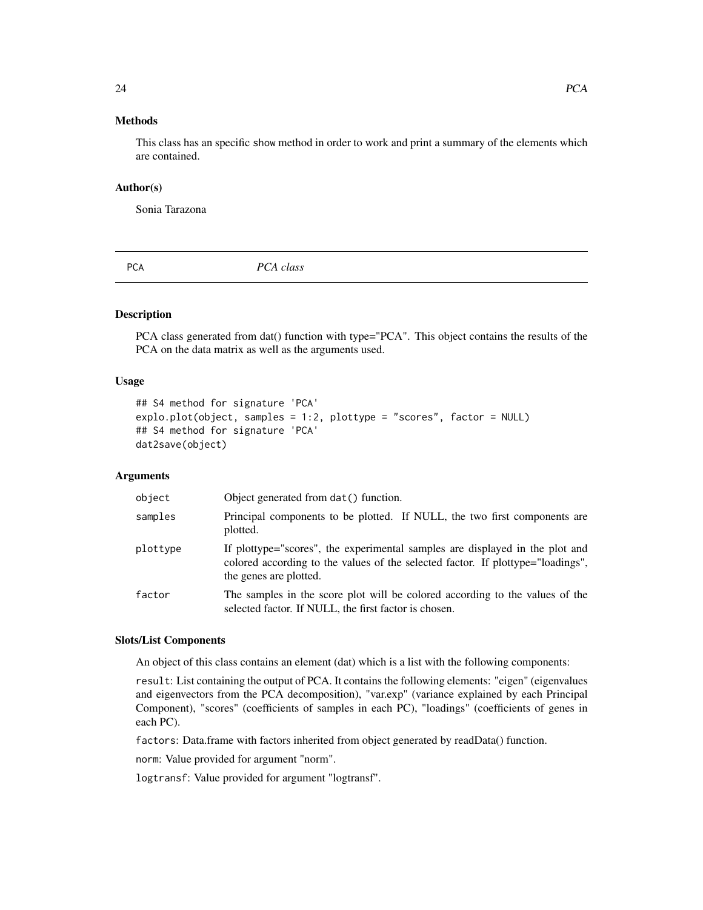### Methods

This class has an specific show method in order to work and print a summary of the elements which are contained.

### Author(s)

Sonia Tarazona

---

## PCA *PCA class*

---

### Description

PCA class generated from dat() function with type="PCA". This object contains the results of the PCA on the data matrix as well as the arguments used.

### Usage

```
## S4 method for signature 'PCA'
explo.plot(object, samples = 1:2, plottype = "scores", factor = NULL)
## S4 method for signature 'PCA'
dat2save(object)
```

### Arguments

| | |
|---|---|
| object | Object generated from dat() function. |
| samples | Principal components to be plotted. If NULL, the two first components are plotted. |
| plottype | If plottype="scores", the experimental samples are displayed in the plot and colored according to the values of the selected factor. If plottype="loadings", the genes are plotted. |
| factor | The samples in the score plot will be colored according to the values of the selected factor. If NULL, the first factor is chosen. |

### Slots/List Components

An object of this class contains an element (dat) which is a list with the following components:

`result`: List containing the output of PCA. It contains the following elements: "eigen" (eigenvalues and eigenvectors from the PCA decomposition), "var.exp" (variance explained by each Principal Component), "scores" (coefficients of samples in each PC), "loadings" (coefficients of genes in each PC).

`factors`: Data.frame with factors inherited from object generated by readData() function.

`norm`: Value provided for argument "norm".

`logtransf`: Value provided for argument "logtransf".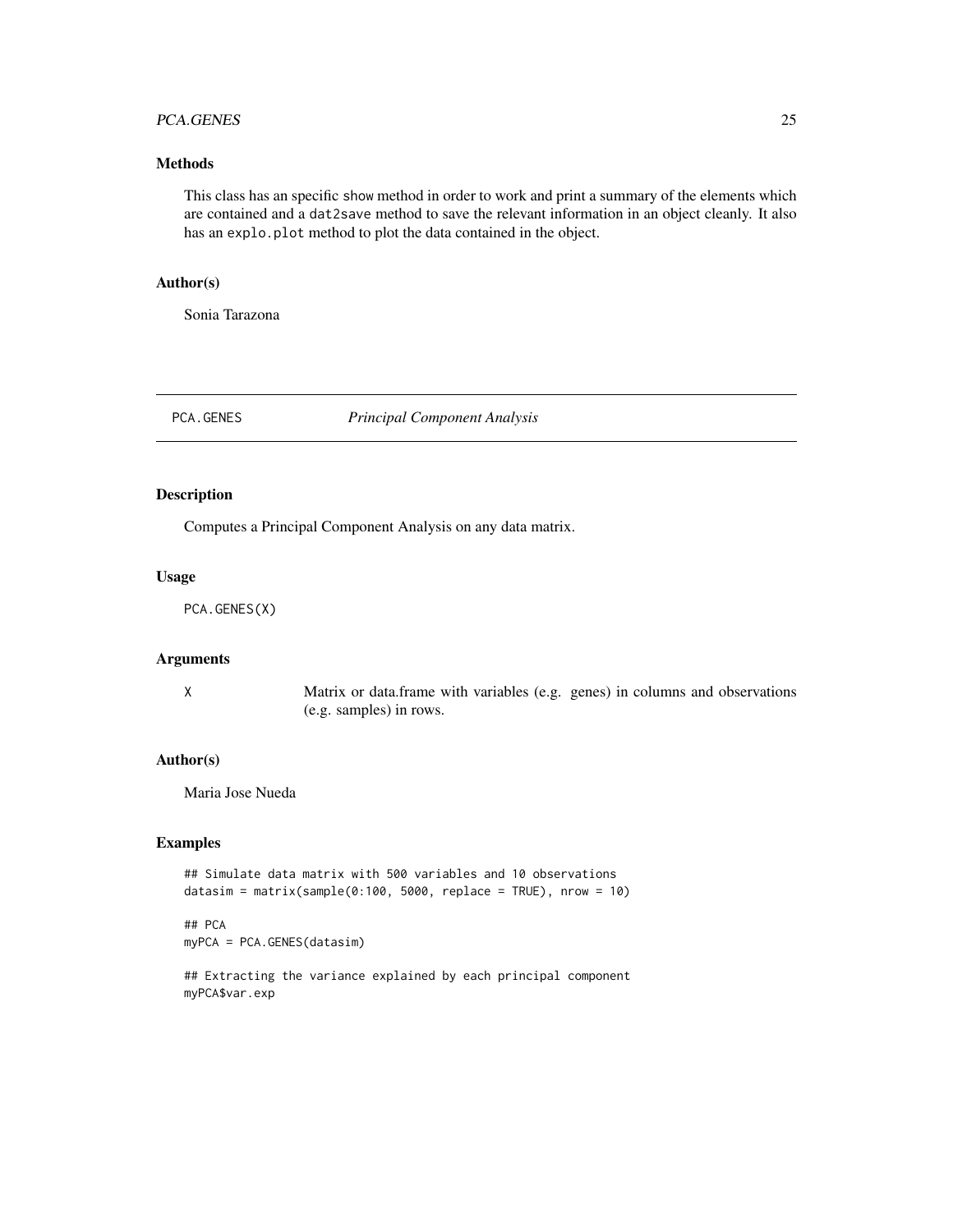## Methods

This class has an specific `show` method in order to work and print a summary of the elements which are contained and a `dat2save` method to save the relevant information in an object cleanly. It also has an `explo.plot` method to plot the data contained in the object.

## Author(s)

Sonia Tarazona

---

# PCA.GENES *Principal Component Analysis*

## Description

Computes a Principal Component Analysis on any data matrix.

## Usage

```
PCA.GENES(X)
```

## Arguments

| | |
|---|---|
| X | Matrix or data.frame with variables (e.g. genes) in columns and observations (e.g. samples) in rows. |

## Author(s)

Maria Jose Nueda

## Examples

```
## Simulate data matrix with 500 variables and 10 observations
datasim = matrix(sample(0:100, 5000, replace = TRUE), nrow = 10)

## PCA
myPCA = PCA.GENES(datasim)

## Extracting the variance explained by each principal component
myPCA$var.exp
```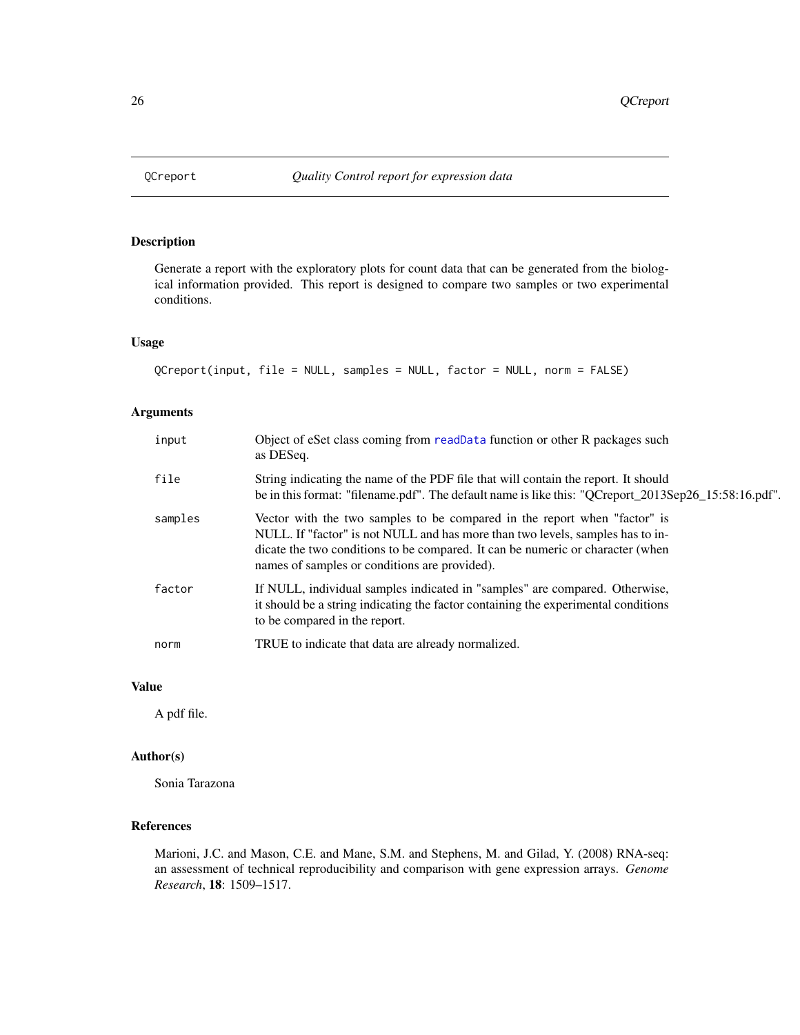## QCreport — *Quality Control report for expression data*

### Description

Generate a report with the exploratory plots for count data that can be generated from the biological information provided. This report is designed to compare two samples or two experimental conditions.

### Usage

```
QCreport(input, file = NULL, samples = NULL, factor = NULL, norm = FALSE)
```

### Arguments

| | |
|---|---|
| `input` | Object of eSet class coming from `readData` function or other R packages such as DESeq. |
| `file` | String indicating the name of the PDF file that will contain the report. It should be in this format: "filename.pdf". The default name is like this: "QCreport_2013Sep26_15:58:16.pdf". |
| `samples` | Vector with the two samples to be compared in the report when "factor" is NULL. If "factor" is not NULL and has more than two levels, samples has to indicate the two conditions to be compared. It can be numeric or character (when names of samples or conditions are provided). |
| `factor` | If NULL, individual samples indicated in "samples" are compared. Otherwise, it should be a string indicating the factor containing the experimental conditions to be compared in the report. |
| `norm` | TRUE to indicate that data are already normalized. |

### Value

A pdf file.

### Author(s)

Sonia Tarazona

### References

Marioni, J.C. and Mason, C.E. and Mane, S.M. and Stephens, M. and Gilad, Y. (2008) RNA-seq: an assessment of technical reproducibility and comparison with gene expression arrays. *Genome Research*, **18**: 1509–1517.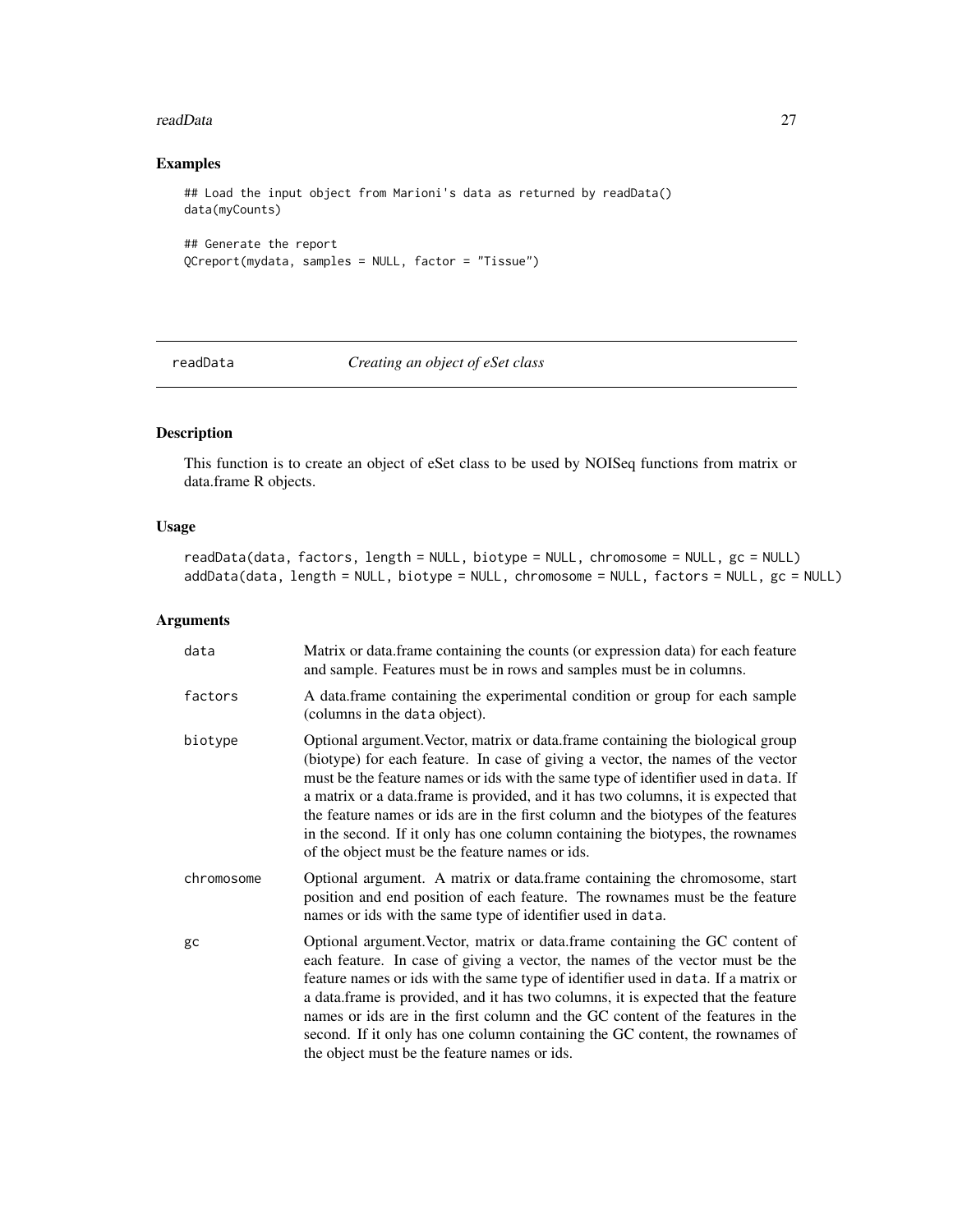### Examples

```
## Load the input object from Marioni's data as returned by readData()
data(myCounts)

## Generate the report
QCreport(mydata, samples = NULL, factor = "Tissue")
```

---

## readData — *Creating an object of eSet class*

---

### Description

This function is to create an object of eSet class to be used by NOISeq functions from matrix or data.frame R objects.

### Usage

```
readData(data, factors, length = NULL, biotype = NULL, chromosome = NULL, gc = NULL)
addData(data, length = NULL, biotype = NULL, chromosome = NULL, factors = NULL, gc = NULL)
```

### Arguments

| | |
|---|---|
| `data` | Matrix or data.frame containing the counts (or expression data) for each feature and sample. Features must be in rows and samples must be in columns. |
| `factors` | A data.frame containing the experimental condition or group for each sample (columns in the `data` object). |
| `biotype` | Optional argument.Vector, matrix or data.frame containing the biological group (biotype) for each feature. In case of giving a vector, the names of the vector must be the feature names or ids with the same type of identifier used in `data`. If a matrix or a data.frame is provided, and it has two columns, it is expected that the feature names or ids are in the first column and the biotypes of the features in the second. If it only has one column containing the biotypes, the rownames of the object must be the feature names or ids. |
| `chromosome` | Optional argument. A matrix or data.frame containing the chromosome, start position and end position of each feature. The rownames must be the feature names or ids with the same type of identifier used in `data`. |
| `gc` | Optional argument.Vector, matrix or data.frame containing the GC content of each feature. In case of giving a vector, the names of the vector must be the feature names or ids with the same type of identifier used in `data`. If a matrix or a data.frame is provided, and it has two columns, it is expected that the feature names or ids are in the first column and the GC content of the features in the second. If it only has one column containing the GC content, the rownames of the object must be the feature names or ids. |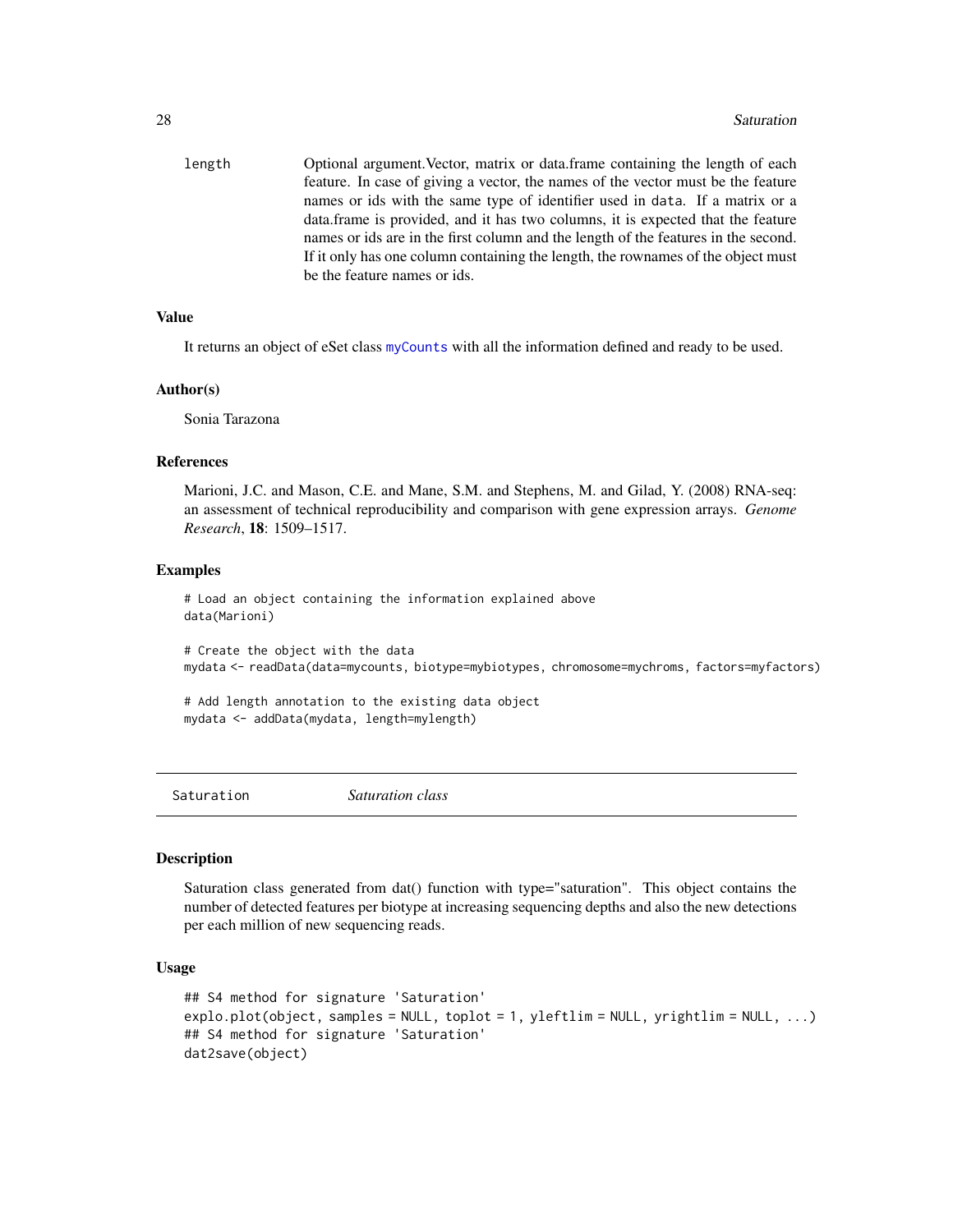length	Optional argument.Vector, matrix or data.frame containing the length of each feature. In case of giving a vector, the names of the vector must be the feature names or ids with the same type of identifier used in `data`. If a matrix or a data.frame is provided, and it has two columns, it is expected that the feature names or ids are in the first column and the length of the features in the second. If it only has one column containing the length, the rownames of the object must be the feature names or ids.

### Value

It returns an object of eSet class `myCounts` with all the information defined and ready to be used.

### Author(s)

Sonia Tarazona

### References

Marioni, J.C. and Mason, C.E. and Mane, S.M. and Stephens, M. and Gilad, Y. (2008) RNA-seq: an assessment of technical reproducibility and comparison with gene expression arrays. *Genome Research*, **18**: 1509–1517.

### Examples

```
# Load an object containing the information explained above
data(Marioni)

# Create the object with the data
mydata <- readData(data=mycounts, biotype=mybiotypes, chromosome=mychroms, factors=myfactors)

# Add length annotation to the existing data object
mydata <- addData(mydata, length=mylength)
```

---

## Saturation *Saturation class*

### Description

Saturation class generated from dat() function with type="saturation". This object contains the number of detected features per biotype at increasing sequencing depths and also the new detections per each million of new sequencing reads.

### Usage

```
## S4 method for signature 'Saturation'
explo.plot(object, samples = NULL, toplot = 1, yleftlim = NULL, yrightlim = NULL, ...)
## S4 method for signature 'Saturation'
dat2save(object)
```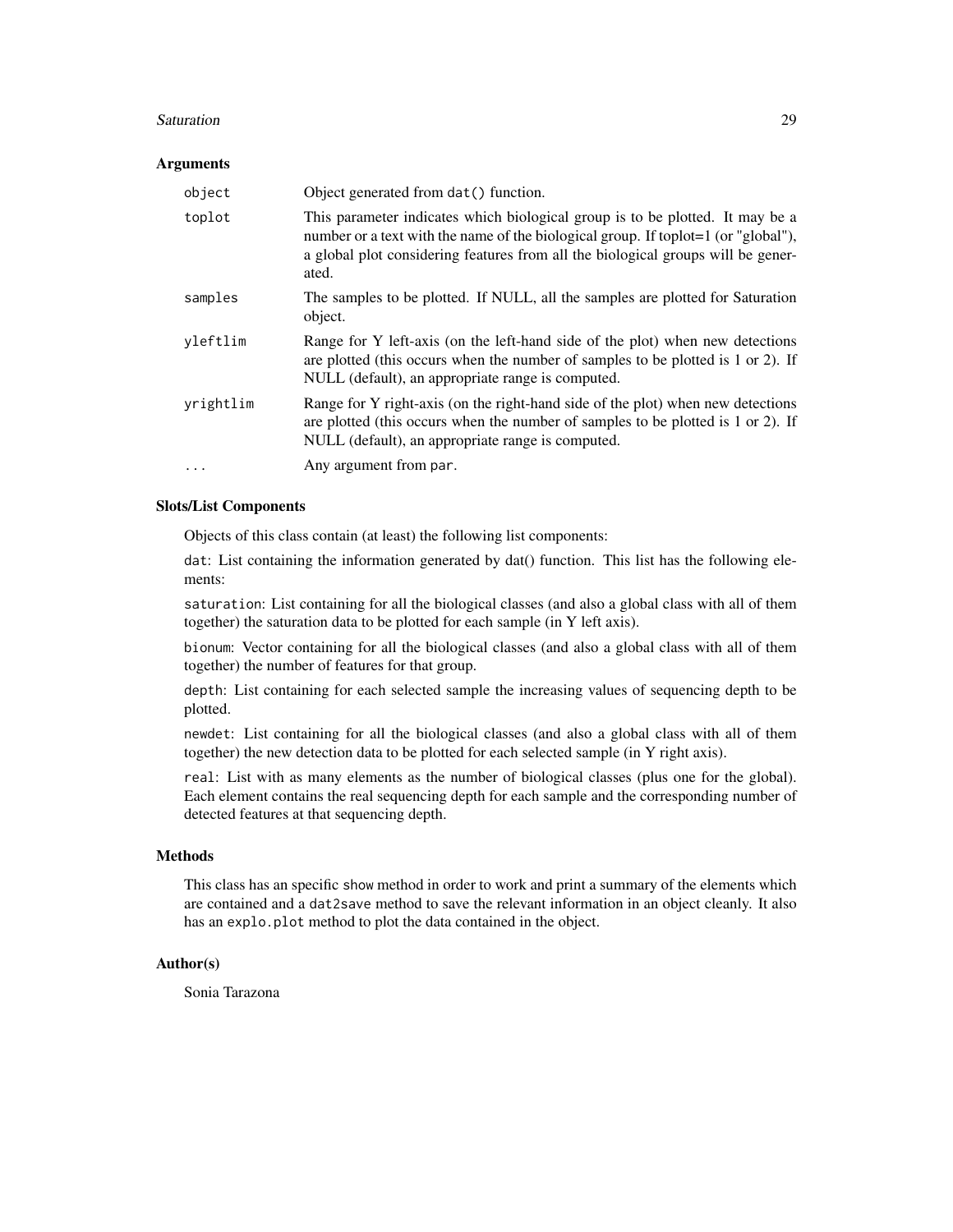### Arguments

| | |
|---|---|
| `object` | Object generated from `dat()` function. |
| `toplot` | This parameter indicates which biological group is to be plotted. It may be a number or a text with the name of the biological group. If toplot=1 (or "global"), a global plot considering features from all the biological groups will be generated. |
| `samples` | The samples to be plotted. If NULL, all the samples are plotted for Saturation object. |
| `yleftlim` | Range for Y left-axis (on the left-hand side of the plot) when new detections are plotted (this occurs when the number of samples to be plotted is 1 or 2). If NULL (default), an appropriate range is computed. |
| `yrightlim` | Range for Y right-axis (on the right-hand side of the plot) when new detections are plotted (this occurs when the number of samples to be plotted is 1 or 2). If NULL (default), an appropriate range is computed. |
| `...` | Any argument from `par`. |

### Slots/List Components

Objects of this class contain (at least) the following list components:

`dat`: List containing the information generated by dat() function. This list has the following elements:

`saturation`: List containing for all the biological classes (and also a global class with all of them together) the saturation data to be plotted for each sample (in Y left axis).

`bionum`: Vector containing for all the biological classes (and also a global class with all of them together) the number of features for that group.

`depth`: List containing for each selected sample the increasing values of sequencing depth to be plotted.

`newdet`: List containing for all the biological classes (and also a global class with all of them together) the new detection data to be plotted for each selected sample (in Y right axis).

`real`: List with as many elements as the number of biological classes (plus one for the global). Each element contains the real sequencing depth for each sample and the corresponding number of detected features at that sequencing depth.

### Methods

This class has an specific `show` method in order to work and print a summary of the elements which are contained and a `dat2save` method to save the relevant information in an object cleanly. It also has an `explo.plot` method to plot the data contained in the object.

### Author(s)

Sonia Tarazona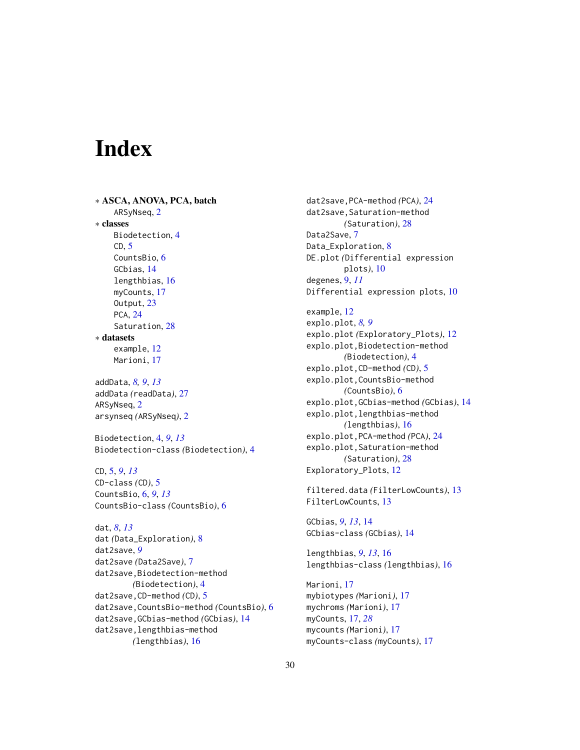# Index

* **ASCA, ANOVA, PCA, batch**
  ARSyNseq, 2
* **classes**
  Biodetection, 4
  CD, 5
  CountsBio, 6
  GCbias, 14
  lengthbias, 16
  myCounts, 17
  Output, 23
  PCA, 24
  Saturation, 28
* **datasets**
  example, 12
  Marioni, 17

addData, *8, 9*, *13*
addData *(*readData*)*, 27
ARSyNseq, 2
arsynseq *(*ARSyNseq*)*, 2

Biodetection, 4, *9*, *13*
Biodetection-class *(*Biodetection*)*, 4

CD, 5, *9*, *13*
CD-class *(*CD*)*, 5
CountsBio, 6, *9*, *13*
CountsBio-class *(*CountsBio*)*, 6

dat, *8*, *13*
dat *(*Data_Exploration*)*, 8
dat2save, *9*
dat2save *(*Data2Save*)*, 7
dat2save,Biodetection-method *(*Biodetection*)*, 4
dat2save,CD-method *(*CD*)*, 5
dat2save,CountsBio-method *(*CountsBio*)*, 6
dat2save,GCbias-method *(*GCbias*)*, 14
dat2save,lengthbias-method *(*lengthbias*)*, 16
dat2save,PCA-method *(*PCA*)*, 24
dat2save,Saturation-method *(*Saturation*)*, 28
Data2Save, 7
Data_Exploration, 8
DE.plot *(*Differential expression plots*)*, 10
degenes, 9, *11*
Differential expression plots, 10

example, 12
explo.plot, *8, 9*
explo.plot *(*Exploratory_Plots*)*, 12
explo.plot,Biodetection-method *(*Biodetection*)*, 4
explo.plot,CD-method *(*CD*)*, 5
explo.plot,CountsBio-method *(*CountsBio*)*, 6
explo.plot,GCbias-method *(*GCbias*)*, 14
explo.plot,lengthbias-method *(*lengthbias*)*, 16
explo.plot,PCA-method *(*PCA*)*, 24
explo.plot,Saturation-method *(*Saturation*)*, 28
Exploratory_Plots, 12

filtered.data *(*FilterLowCounts*)*, 13
FilterLowCounts, 13

GCbias, *9*, *13*, 14
GCbias-class *(*GCbias*)*, 14

lengthbias, *9*, *13*, 16
lengthbias-class *(*lengthbias*)*, 16

Marioni, 17
mybiotypes *(*Marioni*)*, 17
mychroms *(*Marioni*)*, 17
myCounts, 17, *28*
mycounts *(*Marioni*)*, 17
myCounts-class *(*myCounts*)*, 17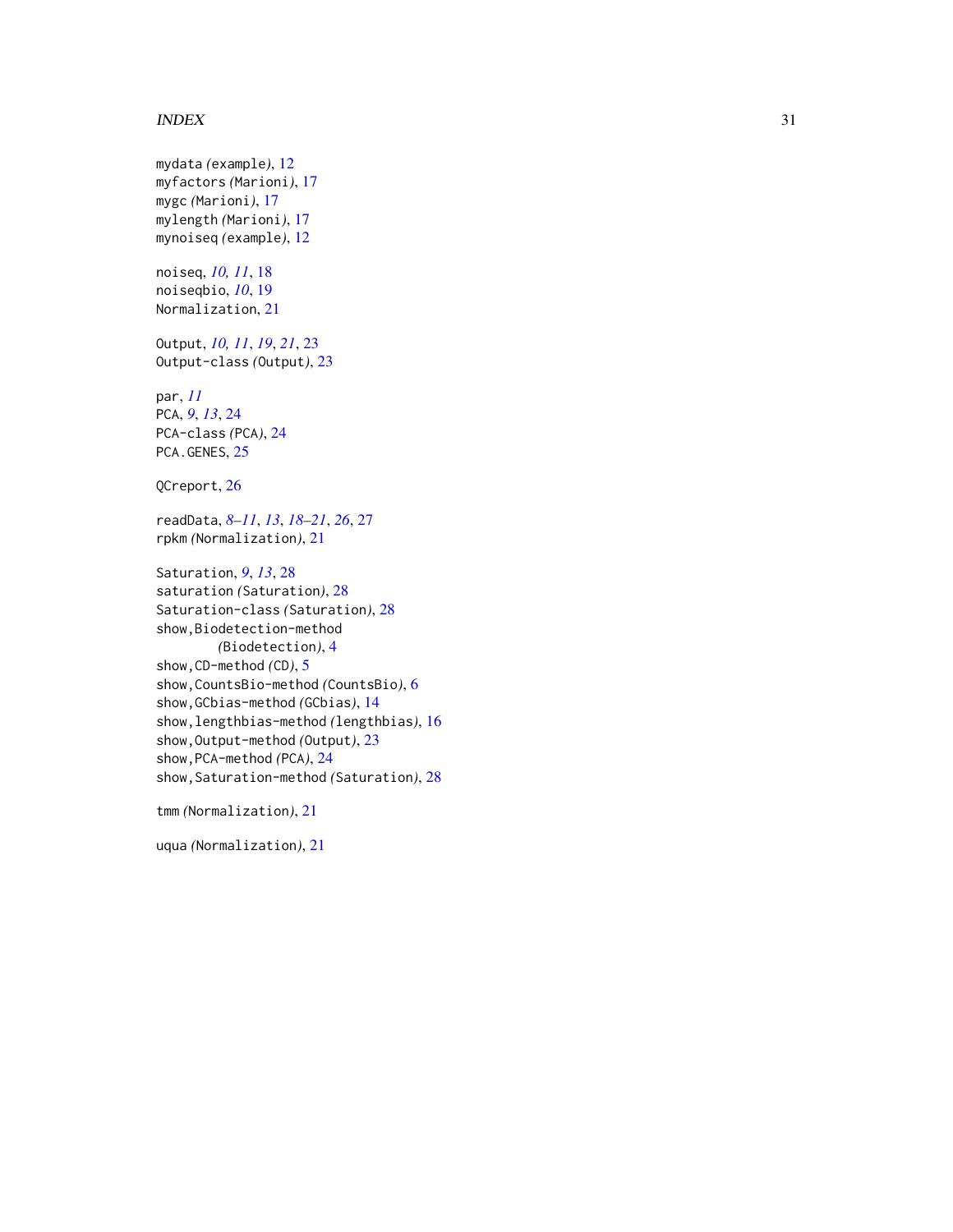mydata *(example)*, 12
myfactors *(Marioni)*, 17
mygc *(Marioni)*, 17
mylength *(Marioni)*, 17
mynoiseq *(example)*, 12

noiseq, *10, 11*, 18
noiseqbio, *10*, 19
Normalization, 21

Output, *10, 11*, *19*, *21*, 23
Output-class *(Output)*, 23

par, *11*
PCA, *9*, *13*, 24
PCA-class *(PCA)*, 24
PCA.GENES, 25

QCreport, 26

readData, *8–11*, *13*, *18–21*, *26*, 27
rpkm *(Normalization)*, 21

Saturation, *9*, *13*, 28
saturation *(Saturation)*, 28
Saturation-class *(Saturation)*, 28
show,Biodetection-method
        *(Biodetection)*, 4
show,CD-method *(CD)*, 5
show,CountsBio-method *(CountsBio)*, 6
show,GCbias-method *(GCbias)*, 14
show,lengthbias-method *(lengthbias)*, 16
show,Output-method *(Output)*, 23
show,PCA-method *(PCA)*, 24
show,Saturation-method *(Saturation)*, 28

tmm *(Normalization)*, 21

uqua *(Normalization)*, 21